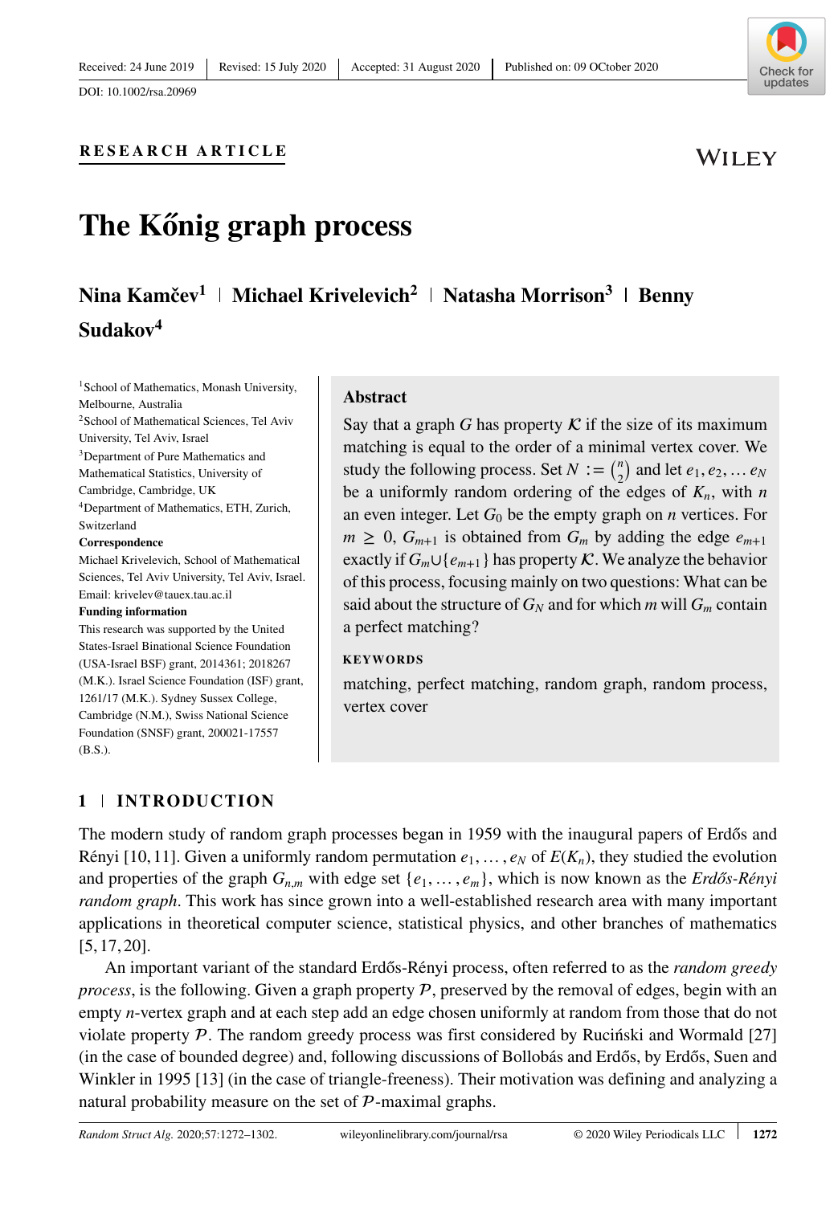Received: 24 June 2019 | Revised: 15 July 2020 | Accepted: 31 August 2020 | Published on: 09 OCtober 2020

DOI: 10.1002/rsa.20969

**RESEARCH ARTICLE**

# The Kőnig graph process

**Nina Kamčev**[1] | **Michael Krivelevich**[2] | **Natasha Morrison**[3] | **Benny Sudakov**[4]

[1]School of Mathematics, Monash University, Melbourne, Australia

[2]School of Mathematical Sciences, Tel Aviv University, Tel Aviv, Israel

[3]Department of Pure Mathematics and Mathematical Statistics, University of Cambridge, Cambridge, UK

[4]Department of Mathematics, ETH, Zurich, Switzerland

**Correspondence**

Michael Krivelevich, School of Mathematical Sciences, Tel Aviv University, Tel Aviv, Israel. Email: krivelev@tauex.tau.ac.il

**Funding information**

This research was supported by the United States-Israel Binational Science Foundation (USA-Israel BSF) grant, 2014361; 2018267 (M.K.). Israel Science Foundation (ISF) grant, 1261/17 (M.K.). Sydney Sussex College, Cambridge (N.M.), Swiss National Science Foundation (SNSF) grant, 200021-17557 (B.S.).

## Abstract

Say that a graph $G$ has property $\mathcal{K}$ if the size of its maximum matching is equal to the order of a minimal vertex cover. We study the following process. Set $N := \binom{n}{2}$ and let $e_1, e_2, \ldots e_N$ be a uniformly random ordering of the edges of $K_n$, with $n$ an even integer. Let $G_0$ be the empty graph on $n$ vertices. For $m \geq 0$, $G_{m+1}$ is obtained from $G_m$ by adding the edge $e_{m+1}$ exactly if $G_m \cup \{e_{m+1}\}$ has property $\mathcal{K}$. We analyze the behavior of this process, focusing mainly on two questions: What can be said about the structure of $G_N$ and for which $m$ will $G_m$ contain a perfect matching?

**KEYWORDS**

matching, perfect matching, random graph, random process, vertex cover

## 1 | INTRODUCTION

The modern study of random graph processes began in 1959 with the inaugural papers of Erdős and Rényi [10,11]. Given a uniformly random permutation $e_1, \ldots, e_N$ of $E(K_n)$, they studied the evolution and properties of the graph $G_{n,m}$ with edge set $\{e_1, \ldots, e_m\}$, which is now known as the *Erdős-Rényi random graph*. This work has since grown into a well-established research area with many important applications in theoretical computer science, statistical physics, and other branches of mathematics [5,17,20].

An important variant of the standard Erdős-Rényi process, often referred to as the *random greedy process*, is the following. Given a graph property $\mathcal{P}$, preserved by the removal of edges, begin with an empty $n$-vertex graph and at each step add an edge chosen uniformly at random from those that do not violate property $\mathcal{P}$. The random greedy process was first considered by Ruciński and Wormald [27] (in the case of bounded degree) and, following discussions of Bollobás and Erdős, by Erdős, Suen and Winkler in 1995 [13] (in the case of triangle-freeness). Their motivation was defining and analyzing a natural probability measure on the set of $\mathcal{P}$-maximal graphs.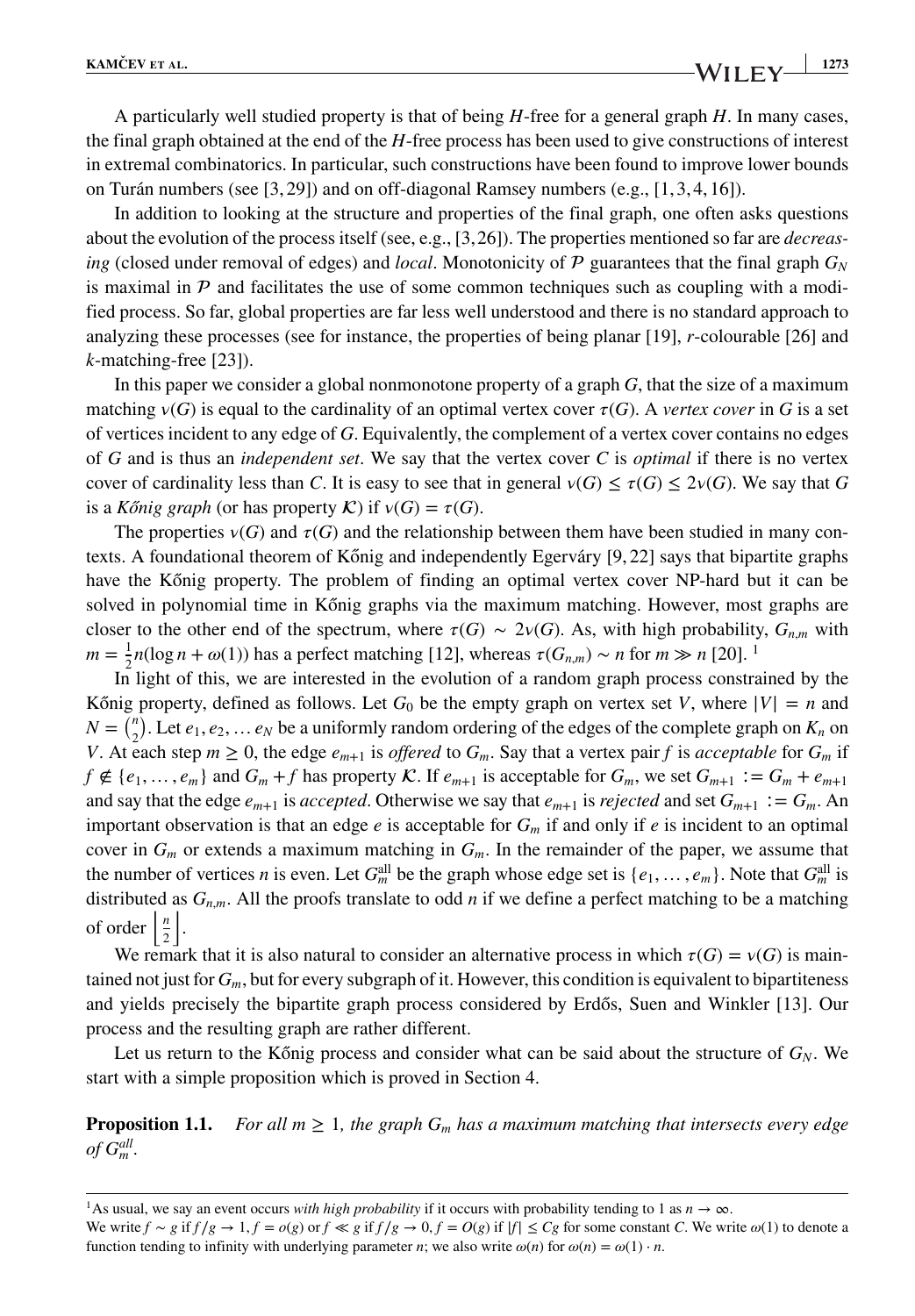A particularly well studied property is that of being $H$-free for a general graph $H$. In many cases, the final graph obtained at the end of the $H$-free process has been used to give constructions of interest in extremal combinatorics. In particular, such constructions have been found to improve lower bounds on Turán numbers (see [3, 29]) and on off-diagonal Ramsey numbers (e.g., [1, 3, 4, 16]).

In addition to looking at the structure and properties of the final graph, one often asks questions about the evolution of the process itself (see, e.g., [3, 26]). The properties mentioned so far are *decreasing* (closed under removal of edges) and *local*. Monotonicity of $\mathcal{P}$ guarantees that the final graph $G_N$ is maximal in $\mathcal{P}$ and facilitates the use of some common techniques such as coupling with a modified process. So far, global properties are far less well understood and there is no standard approach to analyzing these processes (see for instance, the properties of being planar [19], $r$-colourable [26] and $k$-matching-free [23]).

In this paper we consider a global nonmonotone property of a graph $G$, that the size of a maximum matching $\nu(G)$ is equal to the cardinality of an optimal vertex cover $\tau(G)$. A *vertex cover* in $G$ is a set of vertices incident to any edge of $G$. Equivalently, the complement of a vertex cover contains no edges of $G$ and is thus an *independent set*. We say that the vertex cover $C$ is *optimal* if there is no vertex cover of cardinality less than $C$. It is easy to see that in general $\nu(G) \leq \tau(G) \leq 2\nu(G)$. We say that $G$ is a *Kőnig graph* (or has property $\mathcal{K}$) if $\nu(G) = \tau(G)$.

The properties $\nu(G)$ and $\tau(G)$ and the relationship between them have been studied in many contexts. A foundational theorem of Kőnig and independently Egerváry [9, 22] says that bipartite graphs have the Kőnig property. The problem of finding an optimal vertex cover NP-hard but it can be solved in polynomial time in Kőnig graphs via the maximum matching. However, most graphs are closer to the other end of the spectrum, where $\tau(G) \sim 2\nu(G)$. As, with high probability, $G_{n,m}$ with $m = \frac{1}{2}n(\log n + \omega(1))$ has a perfect matching [12], whereas $\tau(G_{n,m}) \sim n$ for $m \gg n$ [20]. [1]

In light of this, we are interested in the evolution of a random graph process constrained by the Kőnig property, defined as follows. Let $G_0$ be the empty graph on vertex set $V$, where $|V| = n$ and $N = \binom{n}{2}$. Let $e_1, e_2, \ldots e_N$ be a uniformly random ordering of the edges of the complete graph on $K_n$ on $V$. At each step $m \geq 0$, the edge $e_{m+1}$ is *offered* to $G_m$. Say that a vertex pair $f$ is *acceptable* for $G_m$ if $f \notin \{e_1, \ldots, e_m\}$ and $G_m + f$ has property $\mathcal{K}$. If $e_{m+1}$ is acceptable for $G_m$, we set $G_{m+1} := G_m + e_{m+1}$ and say that the edge $e_{m+1}$ is *accepted*. Otherwise we say that $e_{m+1}$ is *rejected* and set $G_{m+1} := G_m$. An important observation is that an edge $e$ is acceptable for $G_m$ if and only if $e$ is incident to an optimal cover in $G_m$ or extends a maximum matching in $G_m$. In the remainder of the paper, we assume that the number of vertices $n$ is even. Let $G_m^{\text{all}}$ be the graph whose edge set is $\{e_1, \ldots, e_m\}$. Note that $G_m^{\text{all}}$ is distributed as $G_{n,m}$. All the proofs translate to odd $n$ if we define a perfect matching to be a matching of order $\left\lfloor \frac{n}{2} \right\rfloor$.

We remark that it is also natural to consider an alternative process in which $\tau(G) = \nu(G)$ is maintained not just for $G_m$, but for every subgraph of it. However, this condition is equivalent to bipartiteness and yields precisely the bipartite graph process considered by Erdős, Suen and Winkler [13]. Our process and the resulting graph are rather different.

Let us return to the Kőnig process and consider what can be said about the structure of $G_N$. We start with a simple proposition which is proved in Section 4.

**Proposition 1.1.** *For all $m \geq 1$, the graph $G_m$ has a maximum matching that intersects every edge of $G_m^{\text{all}}$.*

---

[1] As usual, we say an event occurs *with high probability* if it occurs with probability tending to 1 as $n \to \infty$.
We write $f \sim g$ if $f/g \to 1$, $f = o(g)$ or $f \ll g$ if $f/g \to 0$, $f = O(g)$ if $|f| \leq Cg$ for some constant $C$. We write $\omega(1)$ to denote a function tending to infinity with underlying parameter $n$; we also write $\omega(n)$ for $\omega(n) = \omega(1) \cdot n$.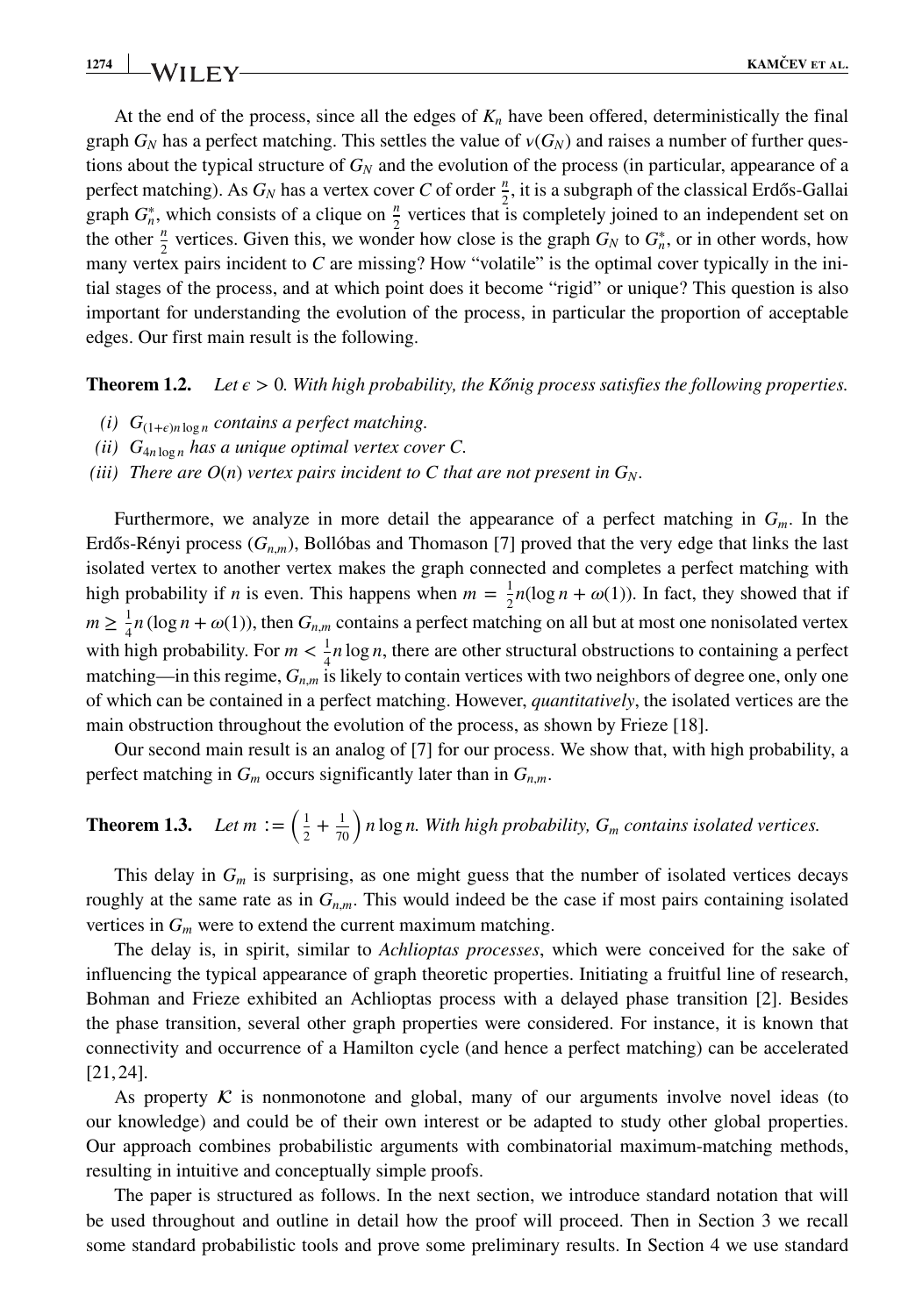At the end of the process, since all the edges of $K_n$ have been offered, deterministically the final graph $G_N$ has a perfect matching. This settles the value of $\nu(G_N)$ and raises a number of further questions about the typical structure of $G_N$ and the evolution of the process (in particular, appearance of a perfect matching). As $G_N$ has a vertex cover $C$ of order $\frac{n}{2}$, it is a subgraph of the classical Erdős-Gallai graph $G_n^*$, which consists of a clique on $\frac{n}{2}$ vertices that is completely joined to an independent set on the other $\frac{n}{2}$ vertices. Given this, we wonder how close is the graph $G_N$ to $G_n^*$, or in other words, how many vertex pairs incident to $C$ are missing? How "volatile" is the optimal cover typically in the initial stages of the process, and at which point does it become "rigid" or unique? This question is also important for understanding the evolution of the process, in particular the proportion of acceptable edges. Our first main result is the following.

**Theorem 1.2.** *Let $\epsilon > 0$. With high probability, the Kőnig process satisfies the following properties.*

*(i) $G_{(1+\epsilon)n\log n}$ contains a perfect matching.*

*(ii) $G_{4n\log n}$ has a unique optimal vertex cover $C$.*

*(iii) There are $O(n)$ vertex pairs incident to $C$ that are not present in $G_N$.*

Furthermore, we analyze in more detail the appearance of a perfect matching in $G_m$. In the Erdős-Rényi process $(G_{n,m})$, Bollóbas and Thomason [7] proved that the very edge that links the last isolated vertex to another vertex makes the graph connected and completes a perfect matching with high probability if $n$ is even. This happens when $m = \frac{1}{2}n(\log n + \omega(1))$. In fact, they showed that if $m \geq \frac{1}{4}n(\log n + \omega(1))$, then $G_{n,m}$ contains a perfect matching on all but at most one nonisolated vertex with high probability. For $m < \frac{1}{4}n\log n$, there are other structural obstructions to containing a perfect matching—in this regime, $G_{n,m}$ is likely to contain vertices with two neighbors of degree one, only one of which can be contained in a perfect matching. However, *quantitatively*, the isolated vertices are the main obstruction throughout the evolution of the process, as shown by Frieze [18].

Our second main result is an analog of [7] for our process. We show that, with high probability, a perfect matching in $G_m$ occurs significantly later than in $G_{n,m}$.

**Theorem 1.3.** *Let $m := \left(\frac{1}{2} + \frac{1}{70}\right) n\log n$. With high probability, $G_m$ contains isolated vertices.*

This delay in $G_m$ is surprising, as one might guess that the number of isolated vertices decays roughly at the same rate as in $G_{n,m}$. This would indeed be the case if most pairs containing isolated vertices in $G_m$ were to extend the current maximum matching.

The delay is, in spirit, similar to *Achlioptas processes*, which were conceived for the sake of influencing the typical appearance of graph theoretic properties. Initiating a fruitful line of research, Bohman and Frieze exhibited an Achlioptas process with a delayed phase transition [2]. Besides the phase transition, several other graph properties were considered. For instance, it is known that connectivity and occurrence of a Hamilton cycle (and hence a perfect matching) can be accelerated [21, 24].

As property $\mathcal{K}$ is nonmonotone and global, many of our arguments involve novel ideas (to our knowledge) and could be of their own interest or be adapted to study other global properties. Our approach combines probabilistic arguments with combinatorial maximum-matching methods, resulting in intuitive and conceptually simple proofs.

The paper is structured as follows. In the next section, we introduce standard notation that will be used throughout and outline in detail how the proof will proceed. Then in Section 3 we recall some standard probabilistic tools and prove some preliminary results. In Section 4 we use standard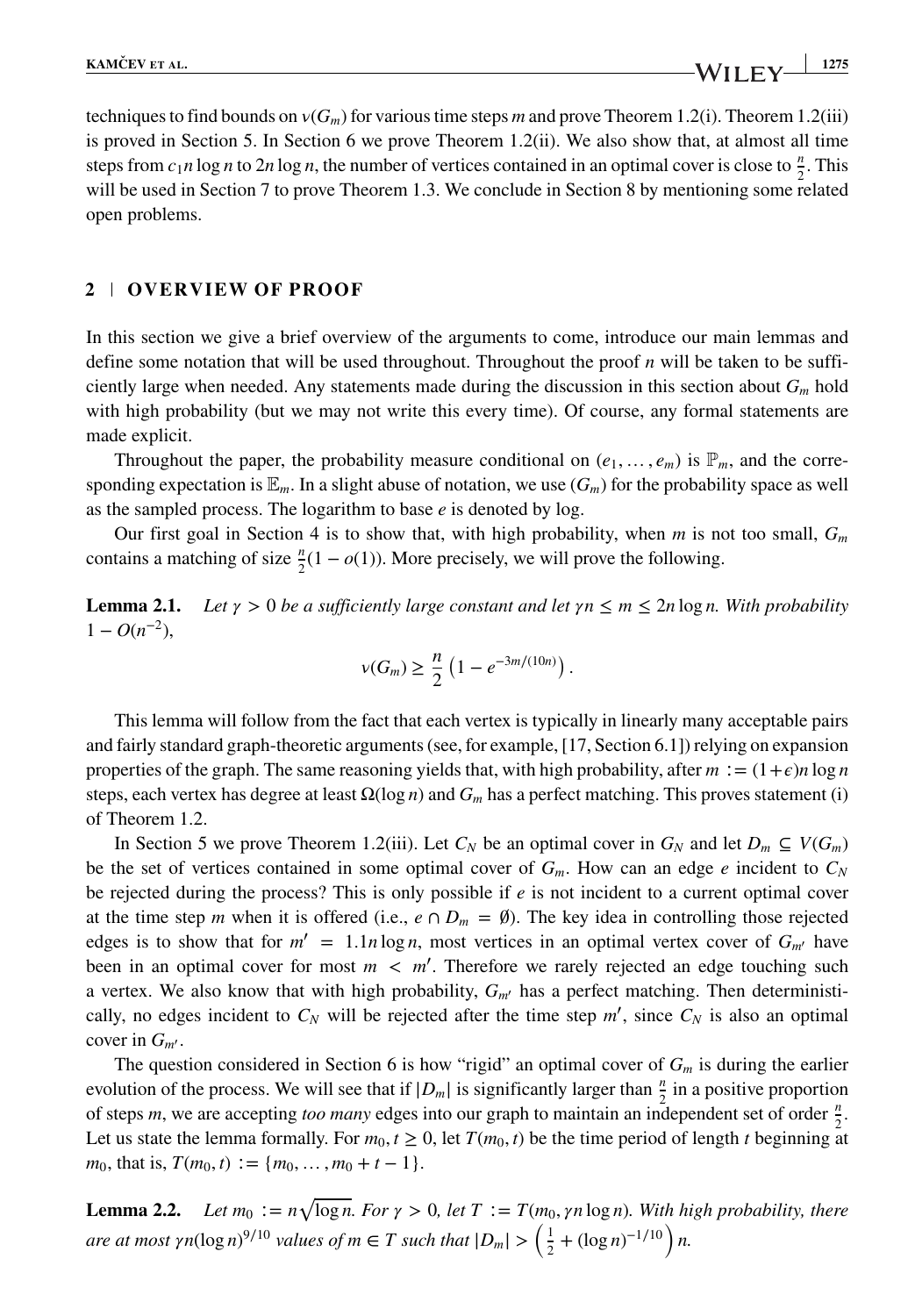techniques to find bounds on $\nu(G_m)$ for various time steps $m$ and prove Theorem 1.2(i). Theorem 1.2(iii) is proved in Section 5. In Section 6 we prove Theorem 1.2(ii). We also show that, at almost all time steps from $c_1 n \log n$ to $2n \log n$, the number of vertices contained in an optimal cover is close to $\frac{n}{2}$. This will be used in Section 7 to prove Theorem 1.3. We conclude in Section 8 by mentioning some related open problems.

## 2 | OVERVIEW OF PROOF

In this section we give a brief overview of the arguments to come, introduce our main lemmas and define some notation that will be used throughout. Throughout the proof $n$ will be taken to be sufficiently large when needed. Any statements made during the discussion in this section about $G_m$ hold with high probability (but we may not write this every time). Of course, any formal statements are made explicit.

Throughout the paper, the probability measure conditional on $(e_1, \ldots, e_m)$ is $\mathbb{P}_m$, and the corresponding expectation is $\mathbb{E}_m$. In a slight abuse of notation, we use $(G_m)$ for the probability space as well as the sampled process. The logarithm to base $e$ is denoted by log.

Our first goal in Section 4 is to show that, with high probability, when $m$ is not too small, $G_m$ contains a matching of size $\frac{n}{2}(1 - o(1))$. More precisely, we will prove the following.

**Lemma 2.1.** *Let $\gamma > 0$ be a sufficiently large constant and let $\gamma n \le m \le 2n \log n$. With probability $1 - O(n^{-2})$,*

$$\nu(G_m) \ge \frac{n}{2}\left(1 - e^{-3m/(10n)}\right).$$

This lemma will follow from the fact that each vertex is typically in linearly many acceptable pairs and fairly standard graph-theoretic arguments (see, for example, [17, Section 6.1]) relying on expansion properties of the graph. The same reasoning yields that, with high probability, after $m := (1+\epsilon)n \log n$ steps, each vertex has degree at least $\Omega(\log n)$ and $G_m$ has a perfect matching. This proves statement (i) of Theorem 1.2.

In Section 5 we prove Theorem 1.2(iii). Let $C_N$ be an optimal cover in $G_N$ and let $D_m \subseteq V(G_m)$ be the set of vertices contained in some optimal cover of $G_m$. How can an edge $e$ incident to $C_N$ be rejected during the process? This is only possible if $e$ is not incident to a current optimal cover at the time step $m$ when it is offered (i.e., $e \cap D_m = \emptyset$). The key idea in controlling those rejected edges is to show that for $m' = 1.1n \log n$, most vertices in an optimal vertex cover of $G_{m'}$ have been in an optimal cover for most $m < m'$. Therefore we rarely rejected an edge touching such a vertex. We also know that with high probability, $G_{m'}$ has a perfect matching. Then deterministically, no edges incident to $C_N$ will be rejected after the time step $m'$, since $C_N$ is also an optimal cover in $G_{m'}$.

The question considered in Section 6 is how "rigid" an optimal cover of $G_m$ is during the earlier evolution of the process. We will see that if $|D_m|$ is significantly larger than $\frac{n}{2}$ in a positive proportion of steps $m$, we are accepting *too many* edges into our graph to maintain an independent set of order $\frac{n}{2}$. Let us state the lemma formally. For $m_0, t \ge 0$, let $T(m_0, t)$ be the time period of length $t$ beginning at $m_0$, that is, $T(m_0, t) := \{m_0, \ldots, m_0 + t - 1\}$.

**Lemma 2.2.** *Let $m_0 := n\sqrt{\log n}$. For $\gamma > 0$, let $T := T(m_0, \gamma n \log n)$. With high probability, there are at most $\gamma n (\log n)^{9/10}$ values of $m \in T$ such that $|D_m| > \left(\frac{1}{2} + (\log n)^{-1/10}\right) n$.*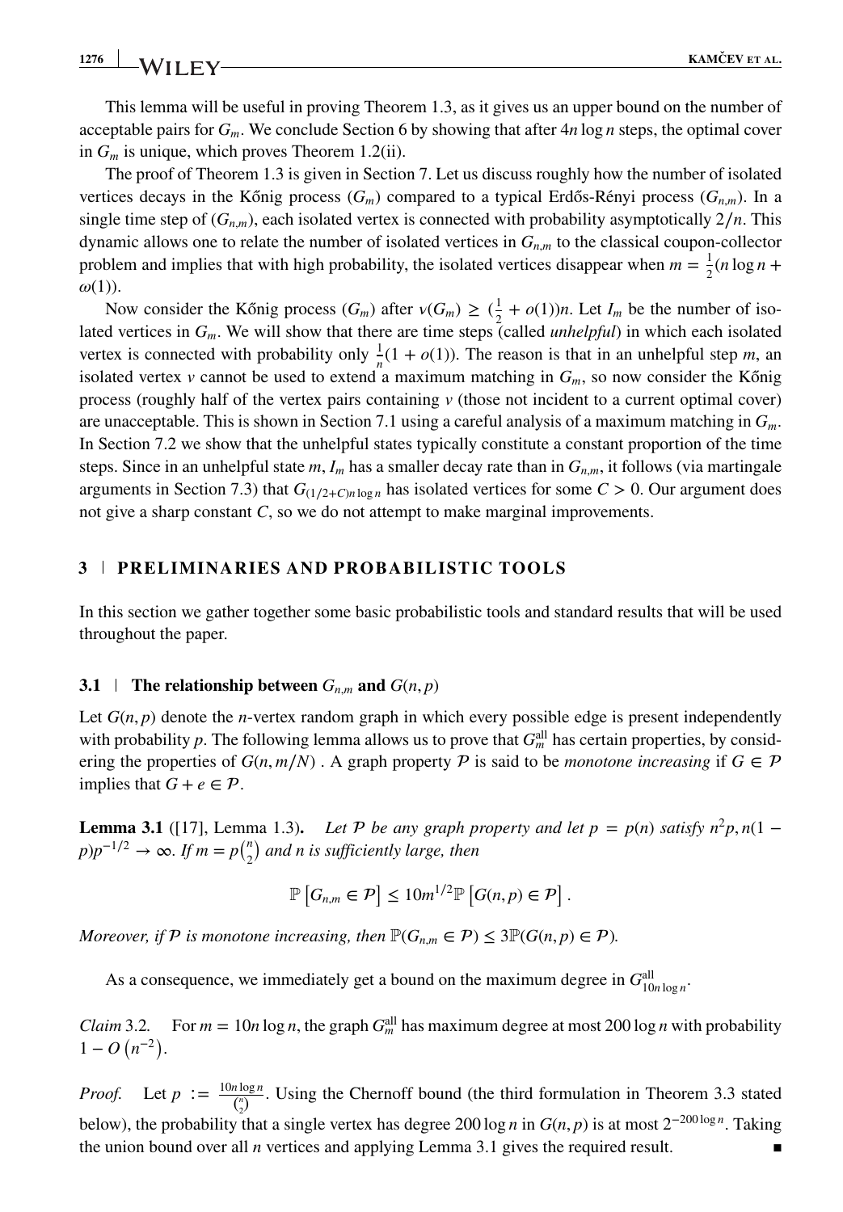This lemma will be useful in proving Theorem 1.3, as it gives us an upper bound on the number of acceptable pairs for $G_m$. We conclude Section 6 by showing that after $4n \log n$ steps, the optimal cover in $G_m$ is unique, which proves Theorem 1.2(ii).

The proof of Theorem 1.3 is given in Section 7. Let us discuss roughly how the number of isolated vertices decays in the Kőnig process $(G_m)$ compared to a typical Erdős-Rényi process $(G_{n,m})$. In a single time step of $(G_{n,m})$, each isolated vertex is connected with probability asymptotically $2/n$. This dynamic allows one to relate the number of isolated vertices in $G_{n,m}$ to the classical coupon-collector problem and implies that with high probability, the isolated vertices disappear when $m = \frac{1}{2}(n \log n + \omega(1))$.

Now consider the Kőnig process $(G_m)$ after $\nu(G_m) \geq (\frac{1}{2} + o(1))n$. Let $I_m$ be the number of isolated vertices in $G_m$. We will show that there are time steps (called *unhelpful*) in which each isolated vertex is connected with probability only $\frac{1}{n}(1 + o(1))$. The reason is that in an unhelpful step $m$, an isolated vertex $v$ cannot be used to extend a maximum matching in $G_m$, so now consider the Kőnig process (roughly half of the vertex pairs containing $v$ (those not incident to a current optimal cover) are unacceptable. This is shown in Section 7.1 using a careful analysis of a maximum matching in $G_m$. In Section 7.2 we show that the unhelpful states typically constitute a constant proportion of the time steps. Since in an unhelpful state $m$, $I_m$ has a smaller decay rate than in $G_{n,m}$, it follows (via martingale arguments in Section 7.3) that $G_{(1/2+C)n \log n}$ has isolated vertices for some $C > 0$. Our argument does not give a sharp constant $C$, so we do not attempt to make marginal improvements.

## 3 | PRELIMINARIES AND PROBABILISTIC TOOLS

In this section we gather together some basic probabilistic tools and standard results that will be used throughout the paper.

### 3.1 | The relationship between $G_{n,m}$ and $G(n,p)$

Let $G(n,p)$ denote the $n$-vertex random graph in which every possible edge is present independently with probability $p$. The following lemma allows us to prove that $G_m^{\text{all}}$ has certain properties, by considering the properties of $G(n, m/N)$ . A graph property $\mathcal{P}$ is said to be *monotone increasing* if $G \in \mathcal{P}$ implies that $G + e \in \mathcal{P}$.

**Lemma 3.1** ([17], Lemma 1.3). *Let $\mathcal{P}$ be any graph property and let $p = p(n)$ satisfy $n^2 p, n(1-p)p^{-1/2} \to \infty$. If $m = p\binom{n}{2}$ and $n$ is sufficiently large, then*

$$\mathbb{P}\left[G_{n,m} \in \mathcal{P}\right] \leq 10m^{1/2}\mathbb{P}\left[G(n,p) \in \mathcal{P}\right].$$

*Moreover, if $\mathcal{P}$ is monotone increasing, then $\mathbb{P}(G_{n,m} \in \mathcal{P}) \leq 3\mathbb{P}(G(n,p) \in \mathcal{P})$.*

As a consequence, we immediately get a bound on the maximum degree in $G_{10n \log n}^{\text{all}}$.

*Claim* 3.2. For $m = 10n \log n$, the graph $G_m^{\text{all}}$ has maximum degree at most $200 \log n$ with probability $1 - O\left(n^{-2}\right)$.

*Proof.* Let $p := \frac{10n \log n}{\binom{n}{2}}$. Using the Chernoff bound (the third formulation in Theorem 3.3 stated below), the probability that a single vertex has degree $200 \log n$ in $G(n,p)$ is at most $2^{-200 \log n}$. Taking the union bound over all $n$ vertices and applying Lemma 3.1 gives the required result. ∎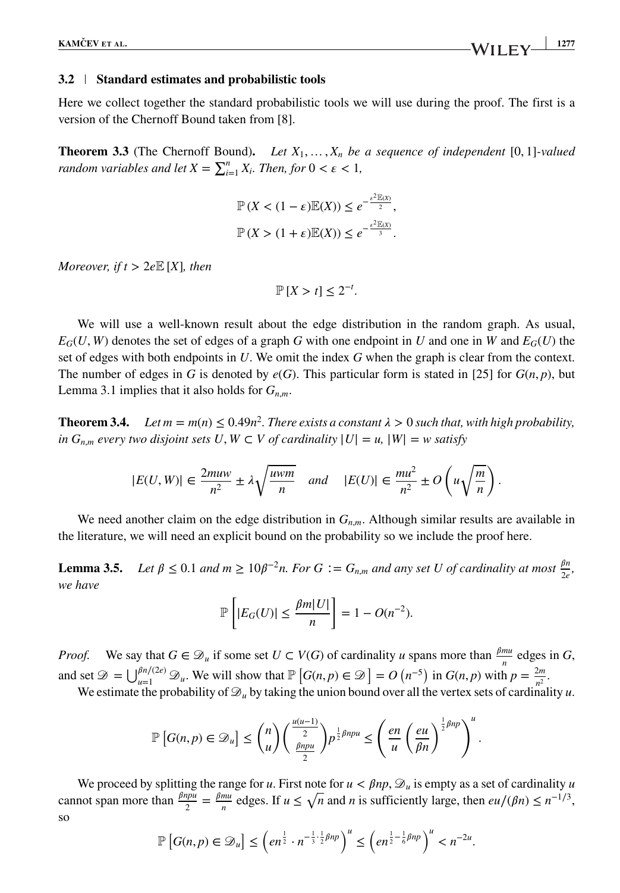### 3.2 | Standard estimates and probabilistic tools

Here we collect together the standard probabilistic tools we will use during the proof. The first is a version of the Chernoff Bound taken from [8].

**Theorem 3.3** (The Chernoff Bound). *Let $X_1, \ldots, X_n$ be a sequence of independent $[0,1]$-valued random variables and let $X = \sum_{i=1}^{n} X_i$. Then, for $0 < \varepsilon < 1$,*

$$\mathbb{P}(X < (1-\varepsilon)\mathbb{E}(X)) \leq e^{-\frac{\varepsilon^2 \mathbb{E}(X)}{2}},$$
$$\mathbb{P}(X > (1+\varepsilon)\mathbb{E}(X)) \leq e^{-\frac{\varepsilon^2 \mathbb{E}(X)}{3}}.$$

*Moreover, if $t > 2e\mathbb{E}[X]$, then*

$$\mathbb{P}[X > t] \leq 2^{-t}.$$

We will use a well-known result about the edge distribution in the random graph. As usual, $E_G(U, W)$ denotes the set of edges of a graph $G$ with one endpoint in $U$ and one in $W$ and $E_G(U)$ the set of edges with both endpoints in $U$. We omit the index $G$ when the graph is clear from the context. The number of edges in $G$ is denoted by $e(G)$. This particular form is stated in [25] for $G(n, p)$, but Lemma 3.1 implies that it also holds for $G_{n,m}$.

**Theorem 3.4.** *Let $m = m(n) \leq 0.49n^2$. There exists a constant $\lambda > 0$ such that, with high probability, in $G_{n,m}$ every two disjoint sets $U, W \subset V$ of cardinality $|U| = u$, $|W| = w$ satisfy*

$$|E(U,W)| \in \frac{2muw}{n^2} \pm \lambda\sqrt{\frac{uwm}{n}} \quad \text{and} \quad |E(U)| \in \frac{mu^2}{n^2} \pm O\left(u\sqrt{\frac{m}{n}}\right).$$

We need another claim on the edge distribution in $G_{n,m}$. Although similar results are available in the literature, we will need an explicit bound on the probability so we include the proof here.

**Lemma 3.5.** *Let $\beta \leq 0.1$ and $m \geq 10\beta^{-2}n$. For $G := G_{n,m}$ and any set $U$ of cardinality at most $\frac{\beta n}{2e}$, we have*

$$\mathbb{P}\left[|E_G(U)| \leq \frac{\beta m|U|}{n}\right] = 1 - O(n^{-2}).$$

*Proof.* We say that $G \in \mathcal{D}_u$ if some set $U \subset V(G)$ of cardinality $u$ spans more than $\frac{\beta m u}{n}$ edges in $G$, and set $\mathcal{D} = \bigcup_{u=1}^{\beta n/(2e)} \mathcal{D}_u$. We will show that $\mathbb{P}\left[G(n,p) \in \mathcal{D}\right] = O\left(n^{-5}\right)$ in $G(n,p)$ with $p = \frac{2m}{n^2}$.

We estimate the probability of $\mathcal{D}_u$ by taking the union bound over all the vertex sets of cardinality $u$.

$$\mathbb{P}\left[G(n,p) \in \mathcal{D}_u\right] \leq \binom{n}{u}\binom{\frac{u(u-1)}{2}}{\frac{\beta npu}{2}} p^{\frac{1}{2}\beta npu} \leq \left(\frac{en}{u}\left(\frac{eu}{\beta n}\right)^{\frac{1}{2}\beta np}\right)^u.$$

We proceed by splitting the range for $u$. First note for $u < \beta np$, $\mathcal{D}_u$ is empty as a set of cardinality $u$ cannot span more than $\frac{\beta npu}{2} = \frac{\beta mu}{n}$ edges. If $u \leq \sqrt{n}$ and $n$ is sufficiently large, then $eu/(\beta n) \leq n^{-1/3}$, so

$$\mathbb{P}\left[G(n,p) \in \mathcal{D}_u\right] \leq \left(en^{\frac{1}{2}} \cdot n^{-\frac{1}{3}\cdot\frac{1}{2}\beta np}\right)^u \leq \left(en^{\frac{1}{2}-\frac{1}{6}\beta np}\right)^u < n^{-2u}.$$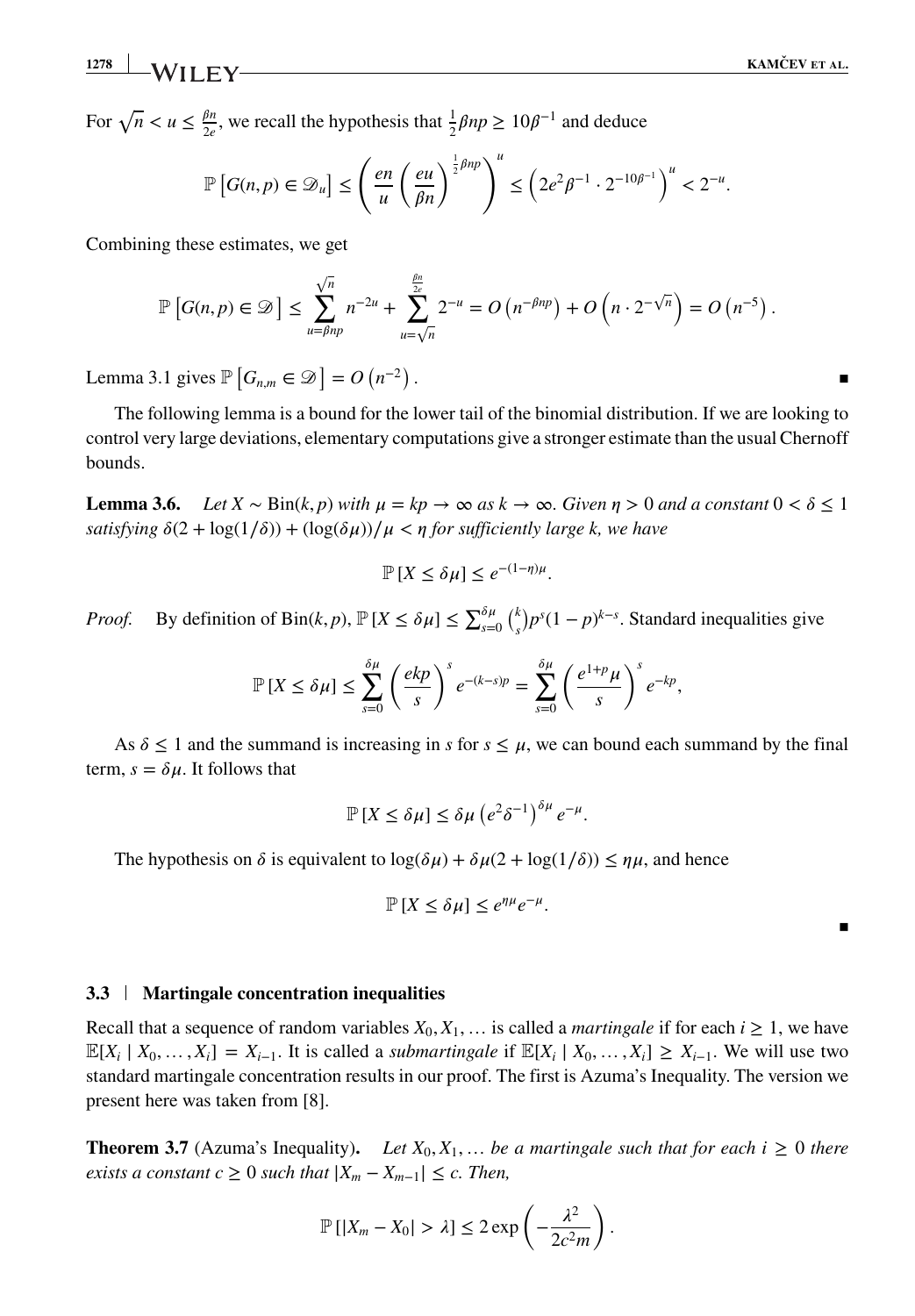For $\sqrt{n} < u \le \frac{\beta n}{2e}$, we recall the hypothesis that $\frac{1}{2}\beta np \ge 10\beta^{-1}$ and deduce

$$\mathbb{P}\left[G(n,p) \in \mathscr{D}_u\right] \le \left(\frac{en}{u}\left(\frac{eu}{\beta n}\right)^{\frac{1}{2}\beta np}\right)^u \le \left(2e^2\beta^{-1} \cdot 2^{-10\beta^{-1}}\right)^u < 2^{-u}.$$

Combining these estimates, we get

$$\mathbb{P}\left[G(n,p) \in \mathscr{D}\right] \le \sum_{u=\beta np}^{\sqrt{n}} n^{-2u} + \sum_{u=\sqrt{n}}^{\frac{\beta n}{2e}} 2^{-u} = O\left(n^{-\beta np}\right) + O\left(n \cdot 2^{-\sqrt{n}}\right) = O\left(n^{-5}\right).$$

Lemma 3.1 gives $\mathbb{P}\left[G_{n,m} \in \mathscr{D}\right] = O\left(n^{-2}\right)$. ∎

The following lemma is a bound for the lower tail of the binomial distribution. If we are looking to control very large deviations, elementary computations give a stronger estimate than the usual Chernoff bounds.

**Lemma 3.6.** *Let $X \sim \mathrm{Bin}(k,p)$ with $\mu = kp \to \infty$ as $k \to \infty$. Given $\eta > 0$ and a constant $0 < \delta \le 1$ satisfying $\delta(2 + \log(1/\delta)) + (\log(\delta\mu))/\mu < \eta$ for sufficiently large $k$, we have*

$$\mathbb{P}\left[X \le \delta\mu\right] \le e^{-(1-\eta)\mu}.$$

*Proof.* By definition of $\mathrm{Bin}(k,p)$, $\mathbb{P}\left[X \le \delta\mu\right] \le \sum_{s=0}^{\delta\mu}\binom{k}{s}p^s(1-p)^{k-s}$. Standard inequalities give

$$\mathbb{P}\left[X \le \delta\mu\right] \le \sum_{s=0}^{\delta\mu}\left(\frac{ekp}{s}\right)^s e^{-(k-s)p} = \sum_{s=0}^{\delta\mu}\left(\frac{e^{1+p}\mu}{s}\right)^s e^{-kp},$$

As $\delta \le 1$ and the summand is increasing in $s$ for $s \le \mu$, we can bound each summand by the final term, $s = \delta\mu$. It follows that

$$\mathbb{P}\left[X \le \delta\mu\right] \le \delta\mu\left(e^2\delta^{-1}\right)^{\delta\mu} e^{-\mu}.$$

The hypothesis on $\delta$ is equivalent to $\log(\delta\mu) + \delta\mu(2 + \log(1/\delta)) \le \eta\mu$, and hence

$$\mathbb{P}\left[X \le \delta\mu\right] \le e^{\eta\mu}e^{-\mu}.$$

∎

### 3.3 | Martingale concentration inequalities

Recall that a sequence of random variables $X_0, X_1, \dots$ is called a *martingale* if for each $i \ge 1$, we have $\mathbb{E}[X_i \mid X_0, \dots, X_i] = X_{i-1}$. It is called a *submartingale* if $\mathbb{E}[X_i \mid X_0, \dots, X_i] \ge X_{i-1}$. We will use two standard martingale concentration results in our proof. The first is Azuma's Inequality. The version we present here was taken from [8].

**Theorem 3.7** (Azuma's Inequality). *Let $X_0, X_1, \dots$ be a martingale such that for each $i \ge 0$ there exists a constant $c \ge 0$ such that $|X_m - X_{m-1}| \le c$. Then,*

$$\mathbb{P}\left[|X_m - X_0| > \lambda\right] \le 2\exp\left(-\frac{\lambda^2}{2c^2m}\right).$$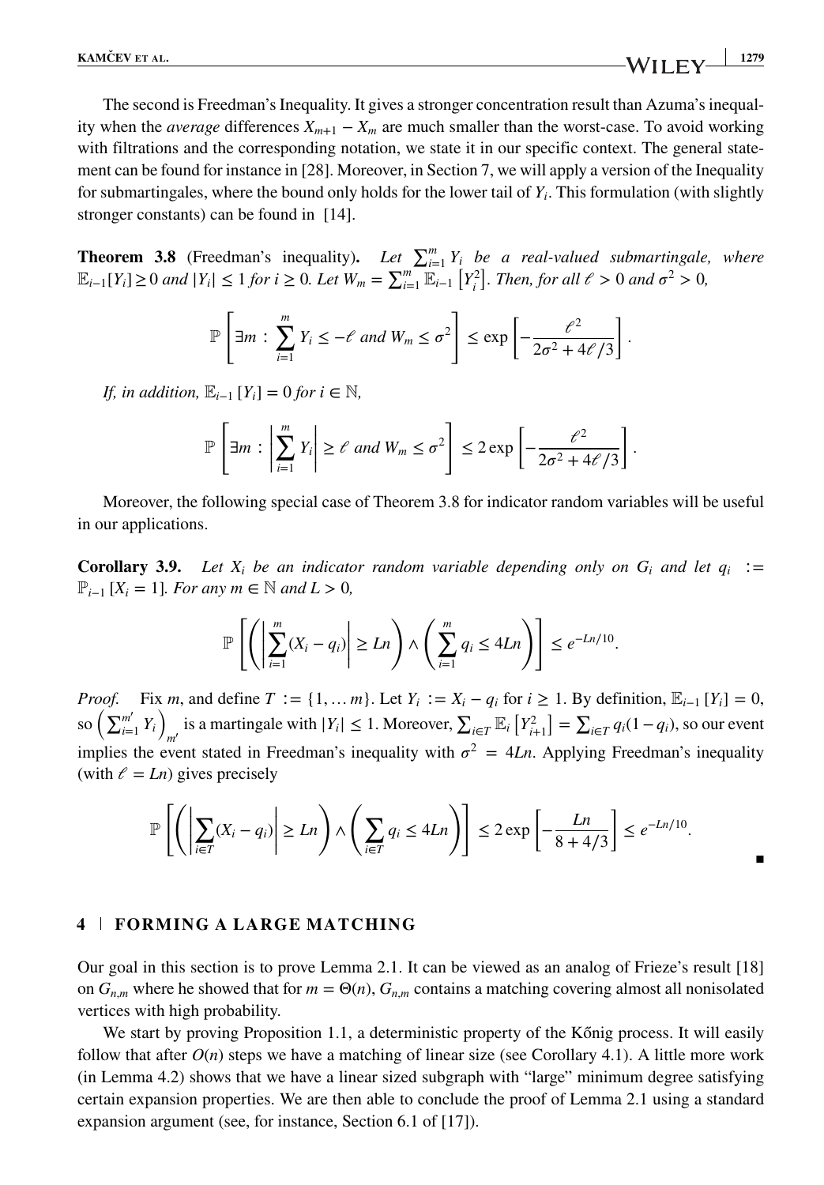The second is Freedman's Inequality. It gives a stronger concentration result than Azuma's inequality when the *average* differences $X_{m+1} - X_m$ are much smaller than the worst-case. To avoid working with filtrations and the corresponding notation, we state it in our specific context. The general statement can be found for instance in [28]. Moreover, in Section 7, we will apply a version of the Inequality for submartingales, where the bound only holds for the lower tail of $Y_i$. This formulation (with slightly stronger constants) can be found in [14].

**Theorem 3.8** (Freedman's inequality)**.** *Let $\sum_{i=1}^{m} Y_i$ be a real-valued submartingale, where $\mathbb{E}_{i-1}[Y_i] \geq 0$ and $|Y_i| \leq 1$ for $i \geq 0$. Let $W_m = \sum_{i=1}^{m} \mathbb{E}_{i-1}\left[Y_i^2\right]$. Then, for all $\ell > 0$ and $\sigma^2 > 0$,*

$$\mathbb{P}\left[\exists m : \sum_{i=1}^{m} Y_i \leq -\ell \text{ and } W_m \leq \sigma^2\right] \leq \exp\left[-\frac{\ell^2}{2\sigma^2 + 4\ell/3}\right].$$

*If, in addition, $\mathbb{E}_{i-1}[Y_i] = 0$ for $i \in \mathbb{N}$,*

$$\mathbb{P}\left[\exists m : \left|\sum_{i=1}^{m} Y_i\right| \geq \ell \text{ and } W_m \leq \sigma^2\right] \leq 2\exp\left[-\frac{\ell^2}{2\sigma^2 + 4\ell/3}\right].$$

Moreover, the following special case of Theorem 3.8 for indicator random variables will be useful in our applications.

**Corollary 3.9.** *Let $X_i$ be an indicator random variable depending only on $G_i$ and let $q_i := \mathbb{P}_{i-1}[X_i = 1]$. For any $m \in \mathbb{N}$ and $L > 0$,*

$$\mathbb{P}\left[\left(\left|\sum_{i=1}^{m}(X_i - q_i)\right| \geq Ln\right) \wedge \left(\sum_{i=1}^{m} q_i \leq 4Ln\right)\right] \leq e^{-Ln/10}.$$

*Proof.* Fix $m$, and define $T := \{1, \dots m\}$. Let $Y_i := X_i - q_i$ for $i \geq 1$. By definition, $\mathbb{E}_{i-1}[Y_i] = 0$, so $\left(\sum_{i=1}^{m'} Y_i\right)_{m'}$ is a martingale with $|Y_i| \leq 1$. Moreover, $\sum_{i\in T} \mathbb{E}_i\left[Y_{i+1}^2\right] = \sum_{i\in T} q_i(1 - q_i)$, so our event implies the event stated in Freedman's inequality with $\sigma^2 = 4Ln$. Applying Freedman's inequality (with $\ell = Ln$) gives precisely

$$\mathbb{P}\left[\left(\left|\sum_{i\in T}(X_i - q_i)\right| \geq Ln\right) \wedge \left(\sum_{i\in T} q_i \leq 4Ln\right)\right] \leq 2\exp\left[-\frac{Ln}{8 + 4/3}\right] \leq e^{-Ln/10}.$$

∎

## 4 | FORMING A LARGE MATCHING

Our goal in this section is to prove Lemma 2.1. It can be viewed as an analog of Frieze's result [18] on $G_{n,m}$ where he showed that for $m = \Theta(n)$, $G_{n,m}$ contains a matching covering almost all nonisolated vertices with high probability.

We start by proving Proposition 1.1, a deterministic property of the Kőnig process. It will easily follow that after $O(n)$ steps we have a matching of linear size (see Corollary 4.1). A little more work (in Lemma 4.2) shows that we have a linear sized subgraph with "large" minimum degree satisfying certain expansion properties. We are then able to conclude the proof of Lemma 2.1 using a standard expansion argument (see, for instance, Section 6.1 of [17]).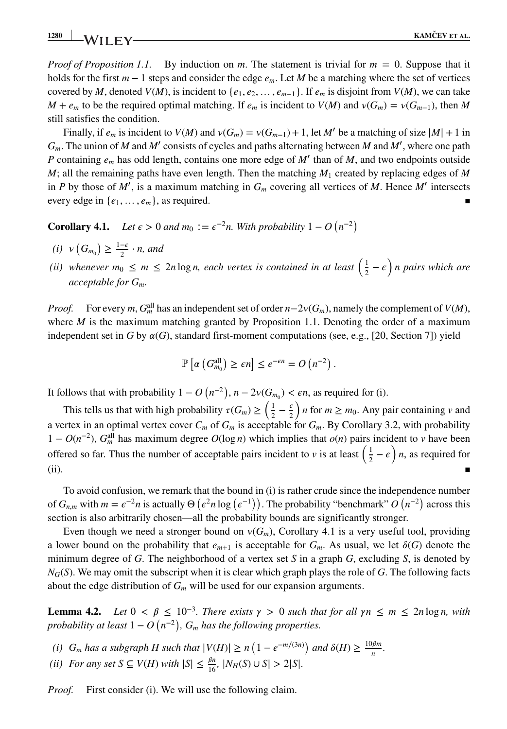*Proof of Proposition 1.1.* By induction on $m$. The statement is trivial for $m = 0$. Suppose that it holds for the first $m-1$ steps and consider the edge $e_m$. Let $M$ be a matching where the set of vertices covered by $M$, denoted $V(M)$, is incident to $\{e_1, e_2, \dots, e_{m-1}\}$. If $e_m$ is disjoint from $V(M)$, we can take $M + e_m$ to be the required optimal matching. If $e_m$ is incident to $V(M)$ and $\nu(G_m) = \nu(G_{m-1})$, then $M$ still satisfies the condition.

Finally, if $e_m$ is incident to $V(M)$ and $\nu(G_m) = \nu(G_{m-1}) + 1$, let $M'$ be a matching of size $|M| + 1$ in $G_m$. The union of $M$ and $M'$ consists of cycles and paths alternating between $M$ and $M'$, where one path $P$ containing $e_m$ has odd length, contains one more edge of $M'$ than of $M$, and two endpoints outside $M$; all the remaining paths have even length. Then the matching $M_1$ created by replacing edges of $M$ in $P$ by those of $M'$, is a maximum matching in $G_m$ covering all vertices of $M$. Hence $M'$ intersects every edge in $\{e_1, \dots, e_m\}$, as required. ∎

**Corollary 4.1.** *Let $\epsilon > 0$ and $m_0 := \epsilon^{-2} n$. With probability $1 - O\left(n^{-2}\right)$*

*(i) $\nu\left(G_{m_0}\right) \geq \frac{1-\epsilon}{2} \cdot n$, and*

*(ii) whenever $m_0 \leq m \leq 2n \log n$, each vertex is contained in at least $\left(\frac{1}{2} - \epsilon\right) n$ pairs which are acceptable for $G_m$.*

*Proof.* For every $m$, $G_m^{\text{all}}$ has an independent set of order $n - 2\nu(G_m)$, namely the complement of $V(M)$, where $M$ is the maximum matching granted by Proposition 1.1. Denoting the order of a maximum independent set in $G$ by $\alpha(G)$, standard first-moment computations (see, e.g., [20, Section 7]) yield

$$\mathbb{P}\left[\alpha\left(G_{m_0}^{\text{all}}\right) \geq \epsilon n\right] \leq e^{-\epsilon n} = O\left(n^{-2}\right).$$

It follows that with probability $1 - O\left(n^{-2}\right)$, $n - 2\nu(G_{m_0}) < \epsilon n$, as required for (i).

This tells us that with high probability $\tau(G_m) \geq \left(\frac{1}{2} - \frac{\epsilon}{2}\right) n$ for $m \geq m_0$. Any pair containing $v$ and a vertex in an optimal vertex cover $C_m$ of $G_m$ is acceptable for $G_m$. By Corollary 3.2, with probability $1 - O(n^{-2})$, $G_m^{\text{all}}$ has maximum degree $O(\log n)$ which implies that $o(n)$ pairs incident to $v$ have been offered so far. Thus the number of acceptable pairs incident to $v$ is at least $\left(\frac{1}{2} - \epsilon\right) n$, as required for (ii). ∎

To avoid confusion, we remark that the bound in (i) is rather crude since the independence number of $G_{n,m}$ with $m = \epsilon^{-2} n$ is actually $\Theta\left(\epsilon^2 n \log\left(\epsilon^{-1}\right)\right)$. The probability "benchmark" $O\left(n^{-2}\right)$ across this section is also arbitrarily chosen—all the probability bounds are significantly stronger.

Even though we need a stronger bound on $\nu(G_m)$, Corollary 4.1 is a very useful tool, providing a lower bound on the probability that $e_{m+1}$ is acceptable for $G_m$. As usual, we let $\delta(G)$ denote the minimum degree of $G$. The neighborhood of a vertex set $S$ in a graph $G$, excluding $S$, is denoted by $N_G(S)$. We may omit the subscript when it is clear which graph plays the role of $G$. The following facts about the edge distribution of $G_m$ will be used for our expansion arguments.

**Lemma 4.2.** *Let $0 < \beta \leq 10^{-3}$. There exists $\gamma > 0$ such that for all $\gamma n \leq m \leq 2n \log n$, with probability at least $1 - O\left(n^{-2}\right)$, $G_m$ has the following properties.*

*(i) $G_m$ has a subgraph $H$ such that $|V(H)| \geq n\left(1 - e^{-m/(3n)}\right)$ and $\delta(H) \geq \frac{10\beta m}{n}$.*

*(ii) For any set $S \subseteq V(H)$ with $|S| \leq \frac{\beta n}{16}$, $|N_H(S) \cup S| > 2|S|$.*

*Proof.* First consider (i). We will use the following claim.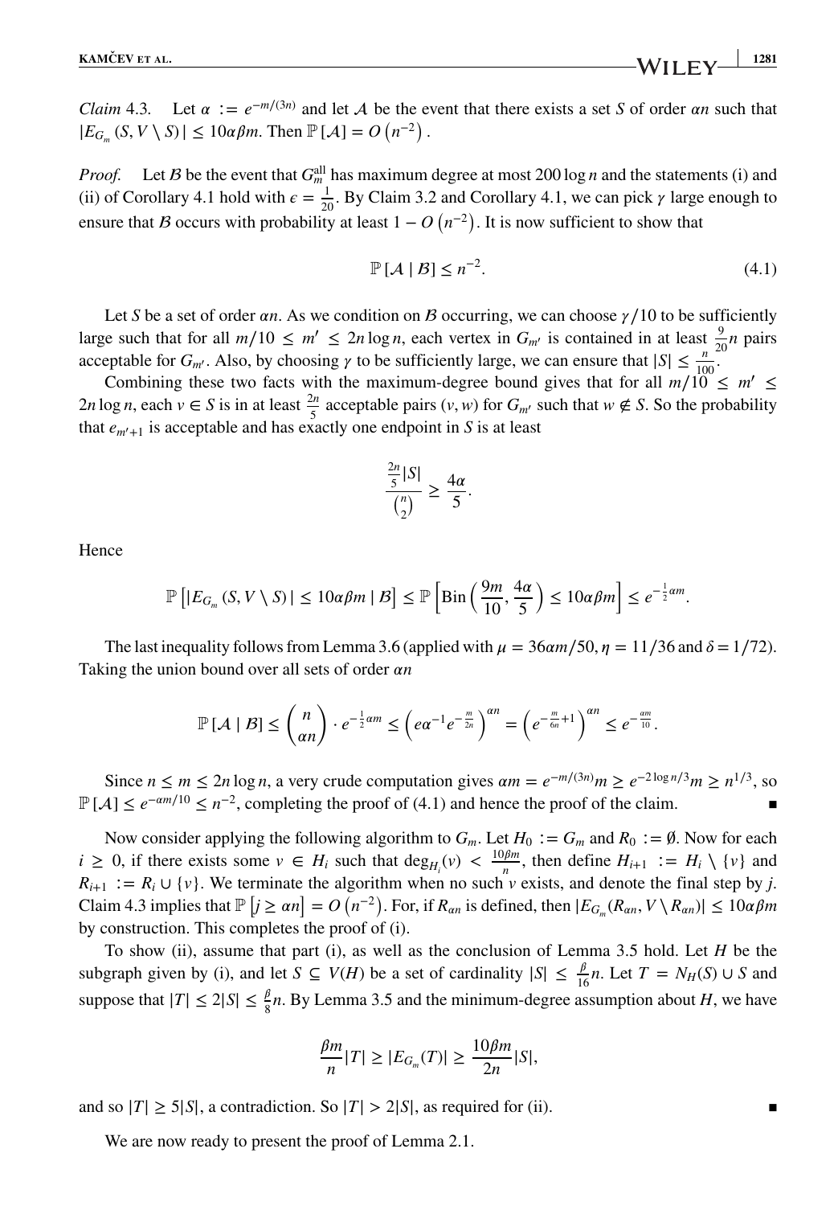*Claim* 4.3. Let $\alpha := e^{-m/(3n)}$ and let $\mathcal{A}$ be the event that there exists a set $S$ of order $\alpha n$ such that $|E_{G_m}(S, V \setminus S)| \le 10\alpha\beta m$. Then $\mathbb{P}[\mathcal{A}] = O(n^{-2})$.

*Proof.* Let $\mathcal{B}$ be the event that $G_m^{\text{all}}$ has maximum degree at most $200 \log n$ and the statements (i) and (ii) of Corollary 4.1 hold with $\epsilon = \frac{1}{20}$. By Claim 3.2 and Corollary 4.1, we can pick $\gamma$ large enough to ensure that $\mathcal{B}$ occurs with probability at least $1 - O(n^{-2})$. It is now sufficient to show that

$$\mathbb{P}[\mathcal{A} \mid \mathcal{B}] \le n^{-2}. \tag{4.1}$$

Let $S$ be a set of order $\alpha n$. As we condition on $\mathcal{B}$ occurring, we can choose $\gamma/10$ to be sufficiently large such that for all $m/10 \le m' \le 2n \log n$, each vertex in $G_{m'}$ is contained in at least $\frac{9}{20}n$ pairs acceptable for $G_{m'}$. Also, by choosing $\gamma$ to be sufficiently large, we can ensure that $|S| \le \frac{n}{100}$.

Combining these two facts with the maximum-degree bound gives that for all $m/10 \le m' \le 2n \log n$, each $v \in S$ is in at least $\frac{2n}{5}$ acceptable pairs $(v, w)$ for $G_{m'}$ such that $w \notin S$. So the probability that $e_{m'+1}$ is acceptable and has exactly one endpoint in $S$ is at least

$$\frac{\frac{2n}{5}|S|}{\binom{n}{2}} \ge \frac{4\alpha}{5}.$$

Hence

$$\mathbb{P}\left[|E_{G_m}(S, V \setminus S)| \le 10\alpha\beta m \mid \mathcal{B}\right] \le \mathbb{P}\left[\text{Bin}\left(\frac{9m}{10}, \frac{4\alpha}{5}\right) \le 10\alpha\beta m\right] \le e^{-\frac{1}{2}\alpha m}.$$

The last inequality follows from Lemma 3.6 (applied with $\mu = 36\alpha m/50$, $\eta = 11/36$ and $\delta = 1/72$). Taking the union bound over all sets of order $\alpha n$

$$\mathbb{P}[\mathcal{A} \mid \mathcal{B}] \le \binom{n}{\alpha n} \cdot e^{-\frac{1}{2}\alpha m} \le \left(e\alpha^{-1}e^{-\frac{m}{2n}}\right)^{\alpha n} = \left(e^{-\frac{m}{6n}+1}\right)^{\alpha n} \le e^{-\frac{\alpha m}{10}}.$$

Since $n \le m \le 2n \log n$, a very crude computation gives $\alpha m = e^{-m/(3n)}m \ge e^{-2\log n/3}m \ge n^{1/3}$, so $\mathbb{P}[\mathcal{A}] \le e^{-\alpha m/10} \le n^{-2}$, completing the proof of (4.1) and hence the proof of the claim. ∎

Now consider applying the following algorithm to $G_m$. Let $H_0 := G_m$ and $R_0 := \emptyset$. Now for each $i \ge 0$, if there exists some $v \in H_i$ such that $\deg_{H_i}(v) < \frac{10\beta m}{n}$, then define $H_{i+1} := H_i \setminus \{v\}$ and $R_{i+1} := R_i \cup \{v\}$. We terminate the algorithm when no such $v$ exists, and denote the final step by $j$. Claim 4.3 implies that $\mathbb{P}[j \ge \alpha n] = O(n^{-2})$. For, if $R_{\alpha n}$ is defined, then $|E_{G_m}(R_{\alpha n}, V \setminus R_{\alpha n})| \le 10\alpha\beta m$ by construction. This completes the proof of (i).

To show (ii), assume that part (i), as well as the conclusion of Lemma 3.5 hold. Let $H$ be the subgraph given by (i), and let $S \subseteq V(H)$ be a set of cardinality $|S| \le \frac{\beta}{16}n$. Let $T = N_H(S) \cup S$ and suppose that $|T| \le 2|S| \le \frac{\beta}{8}n$. By Lemma 3.5 and the minimum-degree assumption about $H$, we have

$$\frac{\beta m}{n}|T| \ge |E_{G_m}(T)| \ge \frac{10\beta m}{2n}|S|,$$

and so $|T| \ge 5|S|$, a contradiction. So $|T| > 2|S|$, as required for (ii). ∎

We are now ready to present the proof of Lemma 2.1.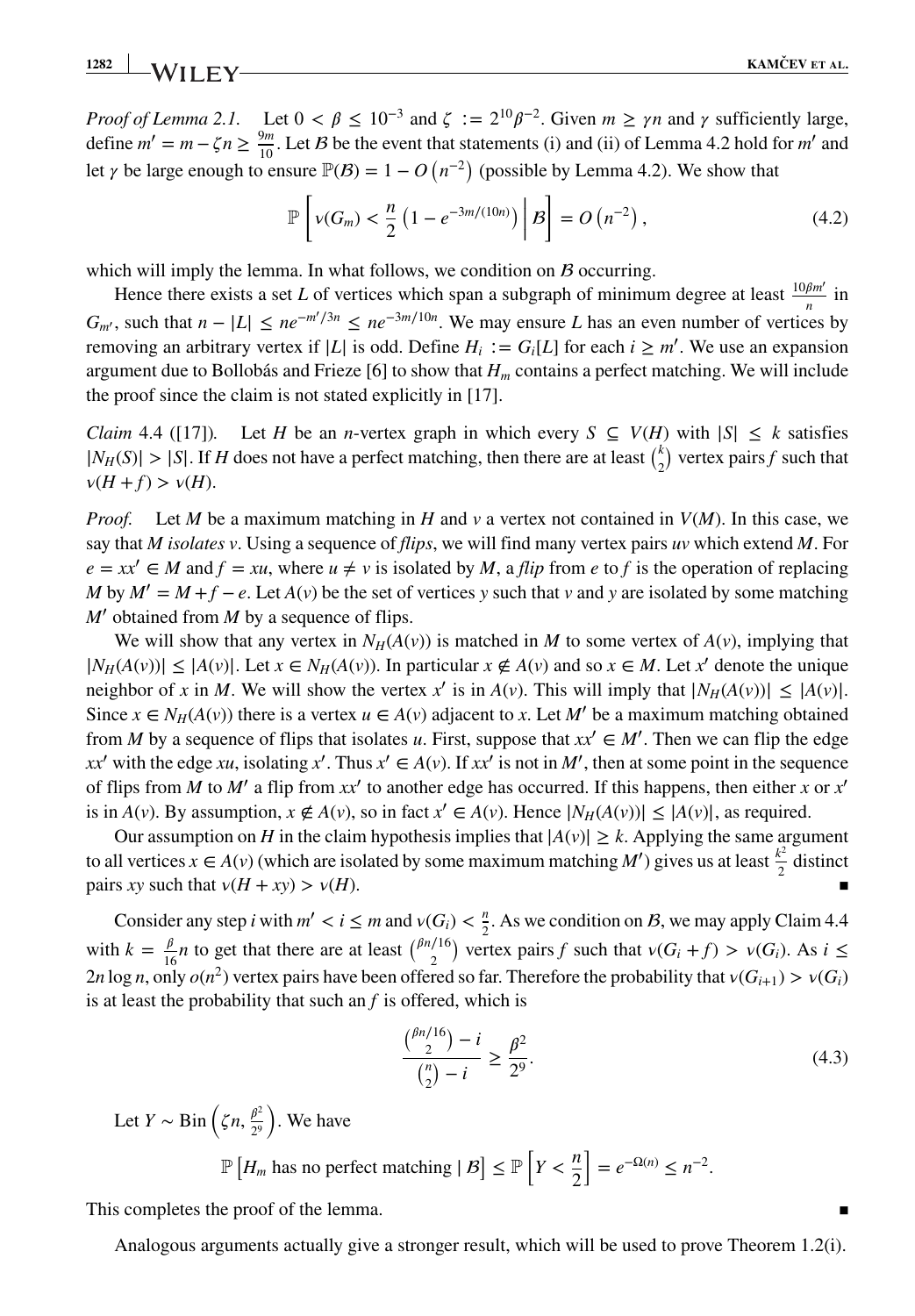*Proof of Lemma 2.1.* Let $0 < \beta \leq 10^{-3}$ and $\zeta := 2^{10}\beta^{-2}$. Given $m \geq \gamma n$ and $\gamma$ sufficiently large, define $m' = m - \zeta n \geq \frac{9m}{10}$. Let $\mathcal{B}$ be the event that statements (i) and (ii) of Lemma 4.2 hold for $m'$ and let $\gamma$ be large enough to ensure $\mathbb{P}(\mathcal{B}) = 1 - O\left(n^{-2}\right)$ (possible by Lemma 4.2). We show that

$$\mathbb{P}\left[\nu(G_m) < \frac{n}{2}\left(1 - e^{-3m/(10n)}\right) \,\middle|\, \mathcal{B}\right] = O\left(n^{-2}\right), \tag{4.2}$$

which will imply the lemma. In what follows, we condition on $\mathcal{B}$ occurring.

Hence there exists a set $L$ of vertices which span a subgraph of minimum degree at least $\frac{10\beta m'}{n}$ in $G_{m'}$, such that $n - |L| \leq ne^{-m'/3n} \leq ne^{-3m/10n}$. We may ensure $L$ has an even number of vertices by removing an arbitrary vertex if $|L|$ is odd. Define $H_i := G_i[L]$ for each $i \geq m'$. We use an expansion argument due to Bollobás and Frieze [6] to show that $H_m$ contains a perfect matching. We will include the proof since the claim is not stated explicitly in [17].

*Claim* 4.4 ([17]). Let $H$ be an $n$-vertex graph in which every $S \subseteq V(H)$ with $|S| \leq k$ satisfies $|N_H(S)| > |S|$. If $H$ does not have a perfect matching, then there are at least $\binom{k}{2}$ vertex pairs $f$ such that $\nu(H + f) > \nu(H)$.

*Proof.* Let $M$ be a maximum matching in $H$ and $v$ a vertex not contained in $V(M)$. In this case, we say that $M$ *isolates* $v$. Using a sequence of *flips*, we will find many vertex pairs $uv$ which extend $M$. For $e = xx' \in M$ and $f = xu$, where $u \neq v$ is isolated by $M$, a *flip* from $e$ to $f$ is the operation of replacing $M$ by $M' = M + f - e$. Let $A(v)$ be the set of vertices $y$ such that $v$ and $y$ are isolated by some matching $M'$ obtained from $M$ by a sequence of flips.

We will show that any vertex in $N_H(A(v))$ is matched in $M$ to some vertex of $A(v)$, implying that $|N_H(A(v))| \leq |A(v)|$. Let $x \in N_H(A(v))$. In particular $x \notin A(v)$ and so $x \in M$. Let $x'$ denote the unique neighbor of $x$ in $M$. We will show the vertex $x'$ is in $A(v)$. This will imply that $|N_H(A(v))| \leq |A(v)|$. Since $x \in N_H(A(v))$ there is a vertex $u \in A(v)$ adjacent to $x$. Let $M'$ be a maximum matching obtained from $M$ by a sequence of flips that isolates $u$. First, suppose that $xx' \in M'$. Then we can flip the edge $xx'$ with the edge $xu$, isolating $x'$. Thus $x' \in A(v)$. If $xx'$ is not in $M'$, then at some point in the sequence of flips from $M$ to $M'$ a flip from $xx'$ to another edge has occurred. If this happens, then either $x$ or $x'$ is in $A(v)$. By assumption, $x \notin A(v)$, so in fact $x' \in A(v)$. Hence $|N_H(A(v))| \leq |A(v)|$, as required.

Our assumption on $H$ in the claim hypothesis implies that $|A(v)| \geq k$. Applying the same argument to all vertices $x \in A(v)$ (which are isolated by some maximum matching $M'$) gives us at least $\frac{k^2}{2}$ distinct pairs $xy$ such that $\nu(H + xy) > \nu(H)$. ∎

Consider any step $i$ with $m' < i \leq m$ and $\nu(G_i) < \frac{n}{2}$. As we condition on $\mathcal{B}$, we may apply Claim 4.4 with $k = \frac{\beta}{16}n$ to get that there are at least $\binom{\beta n/16}{2}$ vertex pairs $f$ such that $\nu(G_i + f) > \nu(G_i)$. As $i \leq 2n \log n$, only $o(n^2)$ vertex pairs have been offered so far. Therefore the probability that $\nu(G_{i+1}) > \nu(G_i)$ is at least the probability that such an $f$ is offered, which is

$$\frac{\binom{\beta n/16}{2} - i}{\binom{n}{2} - i} \geq \frac{\beta^2}{2^9}. \tag{4.3}$$

Let $Y \sim \text{Bin}\left(\zeta n, \frac{\beta^2}{2^9}\right)$. We have

$$\mathbb{P}\left[H_m \text{ has no perfect matching} \mid \mathcal{B}\right] \leq \mathbb{P}\left[Y < \frac{n}{2}\right] = e^{-\Omega(n)} \leq n^{-2}.$$

This completes the proof of the lemma. ∎

Analogous arguments actually give a stronger result, which will be used to prove Theorem 1.2(i).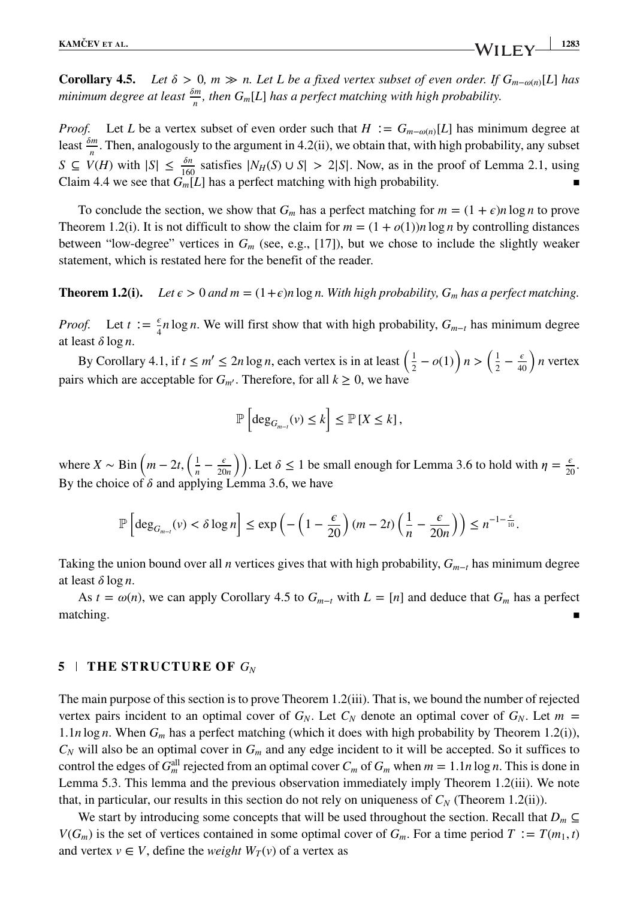**Corollary 4.5.** *Let $\delta > 0$, $m \gg n$. Let $L$ be a fixed vertex subset of even order. If $G_{m-\omega(n)}[L]$ has minimum degree at least $\frac{\delta m}{n}$, then $G_m[L]$ has a perfect matching with high probability.*

*Proof.* Let $L$ be a vertex subset of even order such that $H := G_{m-\omega(n)}[L]$ has minimum degree at least $\frac{\delta m}{n}$. Then, analogously to the argument in 4.2(ii), we obtain that, with high probability, any subset $S \subseteq V(H)$ with $|S| \leq \frac{\delta n}{160}$ satisfies $|N_H(S) \cup S| > 2|S|$. Now, as in the proof of Lemma 2.1, using Claim 4.4 we see that $G_m[L]$ has a perfect matching with high probability. ∎

To conclude the section, we show that $G_m$ has a perfect matching for $m = (1 + \epsilon)n \log n$ to prove Theorem 1.2(i). It is not difficult to show the claim for $m = (1 + o(1))n \log n$ by controlling distances between "low-degree" vertices in $G_m$ (see, e.g., [17]), but we chose to include the slightly weaker statement, which is restated here for the benefit of the reader.

**Theorem 1.2(i).** *Let $\epsilon > 0$ and $m = (1+\epsilon)n \log n$. With high probability, $G_m$ has a perfect matching.*

*Proof.* Let $t := \frac{\epsilon}{4} n \log n$. We will first show that with high probability, $G_{m-t}$ has minimum degree at least $\delta \log n$.

By Corollary 4.1, if $t \leq m' \leq 2n \log n$, each vertex is in at least $\left(\frac{1}{2} - o(1)\right) n > \left(\frac{1}{2} - \frac{\epsilon}{40}\right) n$ vertex pairs which are acceptable for $G_{m'}$. Therefore, for all $k \geq 0$, we have

$$\mathbb{P}\left[\deg_{G_{m-t}}(v) \leq k\right] \leq \mathbb{P}\left[X \leq k\right],$$

where $X \sim \text{Bin}\left(m - 2t, \left(\frac{1}{n} - \frac{\epsilon}{20n}\right)\right)$. Let $\delta \leq 1$ be small enough for Lemma 3.6 to hold with $\eta = \frac{\epsilon}{20}$. By the choice of $\delta$ and applying Lemma 3.6, we have

$$\mathbb{P}\left[\deg_{G_{m-t}}(v) < \delta \log n\right] \leq \exp\left(-\left(1 - \frac{\epsilon}{20}\right)(m - 2t)\left(\frac{1}{n} - \frac{\epsilon}{20n}\right)\right) \leq n^{-1-\frac{\epsilon}{10}}.$$

Taking the union bound over all $n$ vertices gives that with high probability, $G_{m-t}$ has minimum degree at least $\delta \log n$.

As $t = \omega(n)$, we can apply Corollary 4.5 to $G_{m-t}$ with $L = [n]$ and deduce that $G_m$ has a perfect matching. ∎

## 5 | THE STRUCTURE OF $G_N$

The main purpose of this section is to prove Theorem 1.2(iii). That is, we bound the number of rejected vertex pairs incident to an optimal cover of $G_N$. Let $C_N$ denote an optimal cover of $G_N$. Let $m = 1.1n \log n$. When $G_m$ has a perfect matching (which it does with high probability by Theorem 1.2(i)), $C_N$ will also be an optimal cover in $G_m$ and any edge incident to it will be accepted. So it suffices to control the edges of $G_m^{\text{all}}$ rejected from an optimal cover $C_m$ of $G_m$ when $m = 1.1n \log n$. This is done in Lemma 5.3. This lemma and the previous observation immediately imply Theorem 1.2(iii). We note that, in particular, our results in this section do not rely on uniqueness of $C_N$ (Theorem 1.2(ii)).

We start by introducing some concepts that will be used throughout the section. Recall that $D_m \subseteq V(G_m)$ is the set of vertices contained in some optimal cover of $G_m$. For a time period $T := T(m_1, t)$ and vertex $v \in V$, define the *weight* $W_T(v)$ of a vertex as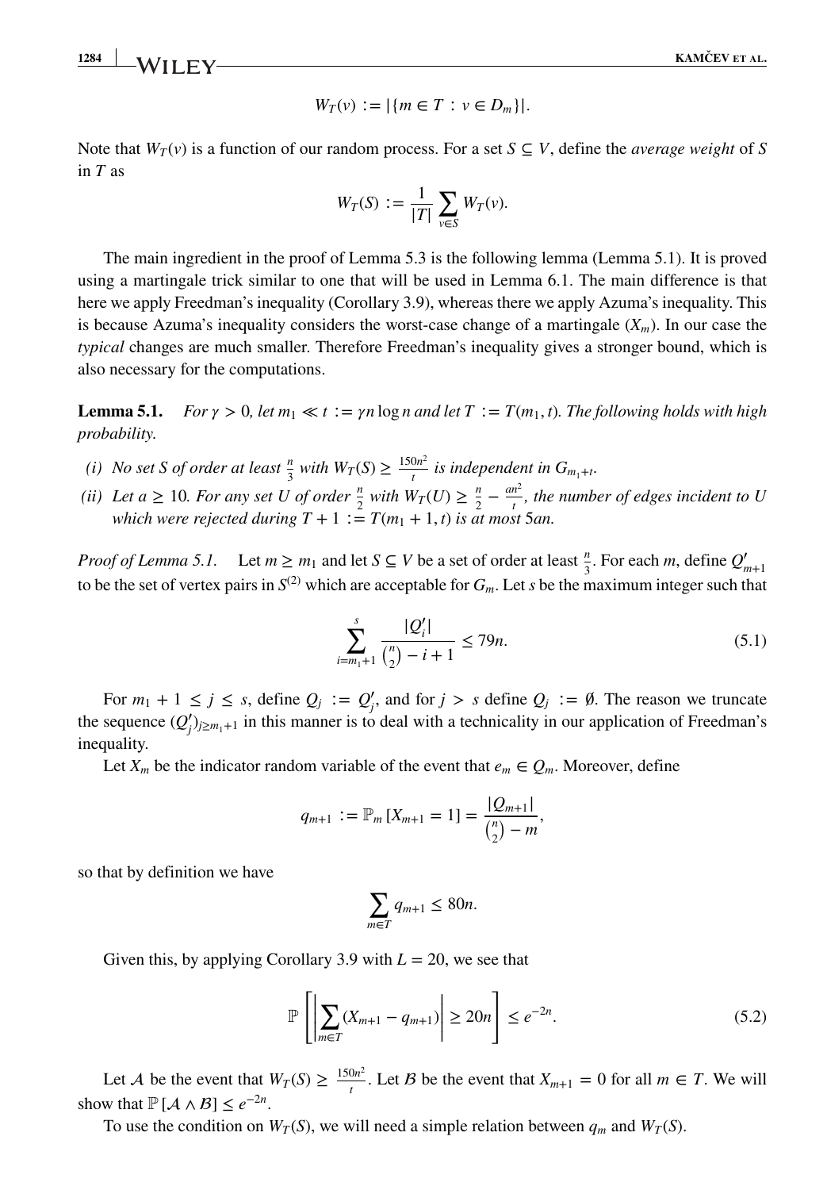$$W_T(v) := |\{m \in T : v \in D_m\}|.$$

Note that $W_T(v)$ is a function of our random process. For a set $S \subseteq V$, define the *average weight* of $S$ in $T$ as

$$W_T(S) := \frac{1}{|T|} \sum_{v \in S} W_T(v).$$

The main ingredient in the proof of Lemma 5.3 is the following lemma (Lemma 5.1). It is proved using a martingale trick similar to one that will be used in Lemma 6.1. The main difference is that here we apply Freedman's inequality (Corollary 3.9), whereas there we apply Azuma's inequality. This is because Azuma's inequality considers the worst-case change of a martingale $(X_m)$. In our case the *typical* changes are much smaller. Therefore Freedman's inequality gives a stronger bound, which is also necessary for the computations.

**Lemma 5.1.** *For $\gamma > 0$, let $m_1 \ll t := \gamma n \log n$ and let $T := T(m_1, t)$. The following holds with high probability.*

*(i) No set $S$ of order at least $\frac{n}{3}$ with $W_T(S) \geq \frac{150n^2}{t}$ is independent in $G_{m_1+t}$.*

*(ii) Let $a \geq 10$. For any set $U$ of order $\frac{n}{2}$ with $W_T(U) \geq \frac{n}{2} - \frac{an^2}{t}$, the number of edges incident to $U$ which were rejected during $T + 1 := T(m_1 + 1, t)$ is at most $5an$.*

*Proof of Lemma 5.1.* Let $m \geq m_1$ and let $S \subseteq V$ be a set of order at least $\frac{n}{3}$. For each $m$, define $Q'_{m+1}$ to be the set of vertex pairs in $S^{(2)}$ which are acceptable for $G_m$. Let $s$ be the maximum integer such that

$$\sum_{i=m_1+1}^{s} \frac{|Q'_i|}{\binom{n}{2} - i + 1} \leq 79n. \tag{5.1}$$

For $m_1 + 1 \leq j \leq s$, define $Q_j := Q'_j$, and for $j > s$ define $Q_j := \emptyset$. The reason we truncate the sequence $(Q'_j)_{j \geq m_1+1}$ in this manner is to deal with a technicality in our application of Freedman's inequality.

Let $X_m$ be the indicator random variable of the event that $e_m \in Q_m$. Moreover, define

$$q_{m+1} := \mathbb{P}_m[X_{m+1} = 1] = \frac{|Q_{m+1}|}{\binom{n}{2} - m},$$

so that by definition we have

$$\sum_{m \in T} q_{m+1} \leq 80n.$$

Given this, by applying Corollary 3.9 with $L = 20$, we see that

$$\mathbb{P}\left[\left|\sum_{m \in T} (X_{m+1} - q_{m+1})\right| \geq 20n\right] \leq e^{-2n}. \tag{5.2}$$

Let $\mathcal{A}$ be the event that $W_T(S) \geq \frac{150n^2}{t}$. Let $\mathcal{B}$ be the event that $X_{m+1} = 0$ for all $m \in T$. We will show that $\mathbb{P}[\mathcal{A} \wedge \mathcal{B}] \leq e^{-2n}$.

To use the condition on $W_T(S)$, we will need a simple relation between $q_m$ and $W_T(S)$.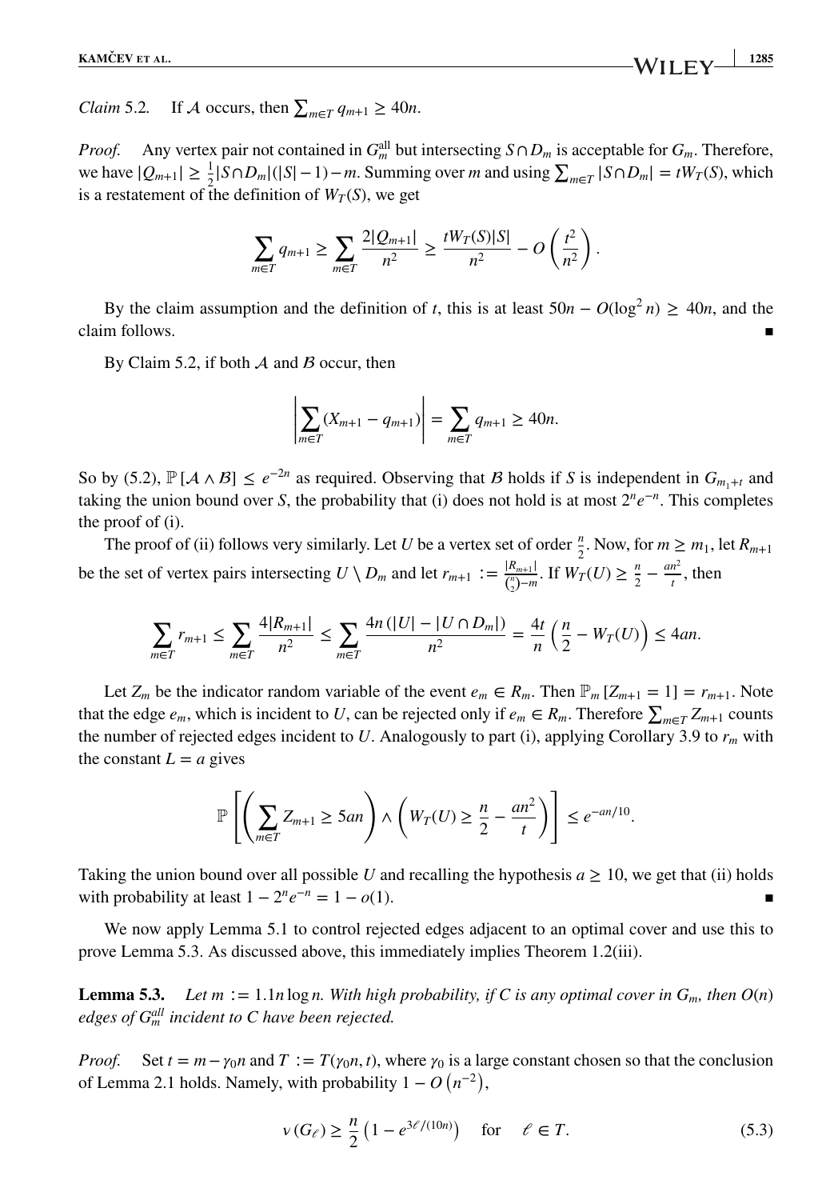*Claim* 5.2. If $\mathcal{A}$ occurs, then $\sum_{m\in T} q_{m+1} \geq 40n$.

*Proof.* Any vertex pair not contained in $G_m^{\text{all}}$ but intersecting $S \cap D_m$ is acceptable for $G_m$. Therefore, we have $|Q_{m+1}| \geq \frac{1}{2}|S\cap D_m|(|S|-1) - m$. Summing over $m$ and using $\sum_{m\in T} |S \cap D_m| = tW_T(S)$, which is a restatement of the definition of $W_T(S)$, we get

$$\sum_{m\in T} q_{m+1} \geq \sum_{m\in T} \frac{2|Q_{m+1}|}{n^2} \geq \frac{tW_T(S)|S|}{n^2} - O\left(\frac{t^2}{n^2}\right).$$

By the claim assumption and the definition of $t$, this is at least $50n - O(\log^2 n) \geq 40n$, and the claim follows. ∎

By Claim 5.2, if both $\mathcal{A}$ and $\mathcal{B}$ occur, then

$$\left|\sum_{m\in T}(X_{m+1} - q_{m+1})\right| = \sum_{m\in T} q_{m+1} \geq 40n.$$

So by (5.2), $\mathbb{P}[\mathcal{A} \wedge \mathcal{B}] \leq e^{-2n}$ as required. Observing that $\mathcal{B}$ holds if $S$ is independent in $G_{m_1+t}$ and taking the union bound over $S$, the probability that (i) does not hold is at most $2^n e^{-n}$. This completes the proof of (i).

The proof of (ii) follows very similarly. Let $U$ be a vertex set of order $\frac{n}{2}$. Now, for $m \geq m_1$, let $R_{m+1}$ be the set of vertex pairs intersecting $U \setminus D_m$ and let $r_{m+1} := \frac{|R_{m+1}|}{\binom{n}{2}-m}$. If $W_T(U) \geq \frac{n}{2} - \frac{an^2}{t}$, then

$$\sum_{m\in T} r_{m+1} \leq \sum_{m\in T} \frac{4|R_{m+1}|}{n^2} \leq \sum_{m\in T} \frac{4n\left(|U| - |U\cap D_m|\right)}{n^2} = \frac{4t}{n}\left(\frac{n}{2} - W_T(U)\right) \leq 4an.$$

Let $Z_m$ be the indicator random variable of the event $e_m \in R_m$. Then $\mathbb{P}_m[Z_{m+1} = 1] = r_{m+1}$. Note that the edge $e_m$, which is incident to $U$, can be rejected only if $e_m \in R_m$. Therefore $\sum_{m\in T} Z_{m+1}$ counts the number of rejected edges incident to $U$. Analogously to part (i), applying Corollary 3.9 to $r_m$ with the constant $L = a$ gives

$$\mathbb{P}\left[\left(\sum_{m\in T} Z_{m+1} \geq 5an\right) \wedge \left(W_T(U) \geq \frac{n}{2} - \frac{an^2}{t}\right)\right] \leq e^{-an/10}.$$

Taking the union bound over all possible $U$ and recalling the hypothesis $a \geq 10$, we get that (ii) holds with probability at least $1 - 2^n e^{-n} = 1 - o(1)$. ∎

We now apply Lemma 5.1 to control rejected edges adjacent to an optimal cover and use this to prove Lemma 5.3. As discussed above, this immediately implies Theorem 1.2(iii).

**Lemma 5.3.** *Let $m := 1.1n\log n$. With high probability, if $C$ is any optimal cover in $G_m$, then $O(n)$ edges of $G_m^{all}$ incident to $C$ have been rejected.*

*Proof.* Set $t = m - \gamma_0 n$ and $T := T(\gamma_0 n, t)$, where $\gamma_0$ is a large constant chosen so that the conclusion of Lemma 2.1 holds. Namely, with probability $1 - O\left(n^{-2}\right)$,

$$\nu\left(G_\ell\right) \geq \frac{n}{2}\left(1 - e^{3\ell/(10n)}\right) \quad \text{for} \quad \ell \in T. \tag{5.3}$$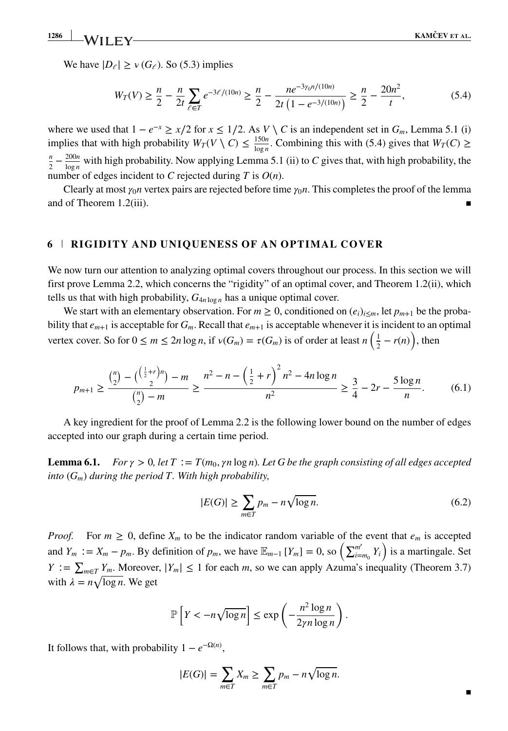We have $|D_\ell| \geq \nu(G_\ell)$. So (5.3) implies

$$W_T(V) \geq \frac{n}{2} - \frac{n}{2t}\sum_{\ell \in T} e^{-3\ell/(10n)} \geq \frac{n}{2} - \frac{ne^{-3\gamma_0 n/(10n)}}{2t\left(1-e^{-3/(10n)}\right)} \geq \frac{n}{2} - \frac{20n^2}{t}, \tag{5.4}$$

where we used that $1 - e^{-x} \geq x/2$ for $x \leq 1/2$. As $V \setminus C$ is an independent set in $G_m$, Lemma 5.1 (i) implies that with high probability $W_T(V \setminus C) \leq \frac{150n}{\log n}$. Combining this with (5.4) gives that $W_T(C) \geq \frac{n}{2} - \frac{200n}{\log n}$ with high probability. Now applying Lemma 5.1 (ii) to $C$ gives that, with high probability, the number of edges incident to $C$ rejected during $T$ is $O(n)$.

Clearly at most $\gamma_0 n$ vertex pairs are rejected before time $\gamma_0 n$. This completes the proof of the lemma and of Theorem 1.2(iii). ∎

## 6 | RIGIDITY AND UNIQUENESS OF AN OPTIMAL COVER

We now turn our attention to analyzing optimal covers throughout our process. In this section we will first prove Lemma 2.2, which concerns the "rigidity" of an optimal cover, and Theorem 1.2(ii), which tells us that with high probability, $G_{4n\log n}$ has a unique optimal cover.

We start with an elementary observation. For $m \geq 0$, conditioned on $(e_i)_{i \leq m}$, let $p_{m+1}$ be the probability that $e_{m+1}$ is acceptable for $G_m$. Recall that $e_{m+1}$ is acceptable whenever it is incident to an optimal vertex cover. So for $0 \leq m \leq 2n \log n$, if $\nu(G_m) = \tau(G_m)$ is of order at least $n\left(\frac{1}{2} - r(n)\right)$, then

$$p_{m+1} \geq \frac{\binom{n}{2} - \binom{\left(\frac{1}{2}+r\right)n}{2} - m}{\binom{n}{2} - m} \geq \frac{n^2 - n - \left(\frac{1}{2}+r\right)^2 n^2 - 4n\log n}{n^2} \geq \frac{3}{4} - 2r - \frac{5\log n}{n}. \tag{6.1}$$

A key ingredient for the proof of Lemma 2.2 is the following lower bound on the number of edges accepted into our graph during a certain time period.

**Lemma 6.1.** *For $\gamma > 0$, let $T := T(m_0, \gamma n \log n)$. Let $G$ be the graph consisting of all edges accepted into $(G_m)$ during the period $T$. With high probability,*

$$|E(G)| \geq \sum_{m \in T} p_m - n\sqrt{\log n}. \tag{6.2}$$

*Proof.* For $m \geq 0$, define $X_m$ to be the indicator random variable of the event that $e_m$ is accepted and $Y_m := X_m - p_m$. By definition of $p_m$, we have $\mathbb{E}_{m-1}[Y_m] = 0$, so $\left(\sum_{i=m_0}^{m'} Y_i\right)$ is a martingale. Set $Y := \sum_{m\in T} Y_m$. Moreover, $|Y_m| \leq 1$ for each $m$, so we can apply Azuma's inequality (Theorem 3.7) with $\lambda = n\sqrt{\log n}$. We get

$$\mathbb{P}\left[Y < -n\sqrt{\log n}\right] \leq \exp\left(-\frac{n^2 \log n}{2\gamma n \log n}\right).$$

It follows that, with probability $1 - e^{-\Omega(n)}$,

$$|E(G)| = \sum_{m\in T} X_m \geq \sum_{m \in T} p_m - n\sqrt{\log n}.$$

∎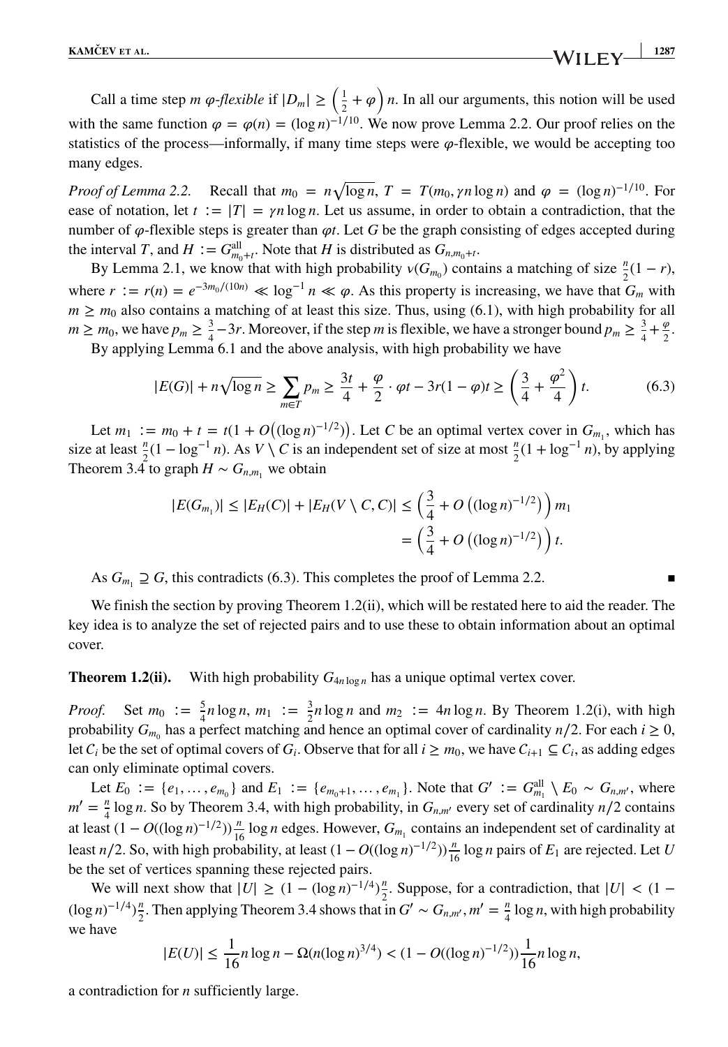Call a time step $m$ *$\varphi$-flexible* if $|D_m| \geq \left(\frac{1}{2} + \varphi\right) n$. In all our arguments, this notion will be used with the same function $\varphi = \varphi(n) = (\log n)^{-1/10}$. We now prove Lemma 2.2. Our proof relies on the statistics of the process—informally, if many time steps were $\varphi$-flexible, we would be accepting too many edges.

*Proof of Lemma 2.2.* Recall that $m_0 = n\sqrt{\log n}$, $T = T(m_0, \gamma n \log n)$ and $\varphi = (\log n)^{-1/10}$. For ease of notation, let $t := |T| = \gamma n \log n$. Let us assume, in order to obtain a contradiction, that the number of $\varphi$-flexible steps is greater than $\varphi t$. Let $G$ be the graph consisting of edges accepted during the interval $T$, and $H := G^{\text{all}}_{m_0+t}$. Note that $H$ is distributed as $G_{n,m_0+t}$.

By Lemma 2.1, we know that with high probability $\nu(G_{m_0})$ contains a matching of size $\frac{n}{2}(1-r)$, where $r := r(n) = e^{-3m_0/(10n)} \ll \log^{-1} n \ll \varphi$. As this property is increasing, we have that $G_m$ with $m \geq m_0$ also contains a matching of at least this size. Thus, using (6.1), with high probability for all $m \geq m_0$, we have $p_m \geq \frac{3}{4} - 3r$. Moreover, if the step $m$ is flexible, we have a stronger bound $p_m \geq \frac{3}{4} + \frac{\varphi}{2}$.

By applying Lemma 6.1 and the above analysis, with high probability we have

$$|E(G)| + n\sqrt{\log n} \geq \sum_{m \in T} p_m \geq \frac{3t}{4} + \frac{\varphi}{2} \cdot \varphi t - 3r(1-\varphi)t \geq \left(\frac{3}{4} + \frac{\varphi^2}{4}\right) t. \tag{6.3}$$

Let $m_1 := m_0 + t = t\left(1 + O\left((\log n)^{-1/2}\right)\right)$. Let $C$ be an optimal vertex cover in $G_{m_1}$, which has size at least $\frac{n}{2}(1 - \log^{-1} n)$. As $V \setminus C$ is an independent set of size at most $\frac{n}{2}(1 + \log^{-1} n)$, by applying Theorem 3.4 to graph $H \sim G_{n,m_1}$ we obtain

$$\begin{aligned}|E(G_{m_1})| \leq |E_H(C)| + |E_H(V \setminus C, C)| &\leq \left(\frac{3}{4} + O\left((\log n)^{-1/2}\right)\right) m_1 \\ &= \left(\frac{3}{4} + O\left((\log n)^{-1/2}\right)\right) t.\end{aligned}$$

As $G_{m_1} \supseteq G$, this contradicts (6.3). This completes the proof of Lemma 2.2. ∎

We finish the section by proving Theorem 1.2(ii), which will be restated here to aid the reader. The key idea is to analyze the set of rejected pairs and to use these to obtain information about an optimal cover.

**Theorem 1.2(ii).** With high probability $G_{4n \log n}$ has a unique optimal vertex cover.

*Proof.* Set $m_0 := \frac{5}{4} n \log n$, $m_1 := \frac{3}{2} n \log n$ and $m_2 := 4n \log n$. By Theorem 1.2(i), with high probability $G_{m_0}$ has a perfect matching and hence an optimal cover of cardinality $n/2$. For each $i \geq 0$, let $\mathcal{C}_i$ be the set of optimal covers of $G_i$. Observe that for all $i \geq m_0$, we have $\mathcal{C}_{i+1} \subseteq \mathcal{C}_i$, as adding edges can only eliminate optimal covers.

Let $E_0 := \{e_1, \ldots, e_{m_0}\}$ and $E_1 := \{e_{m_0+1}, \ldots, e_{m_1}\}$. Note that $G' := G^{\text{all}}_{m_1} \setminus E_0 \sim G_{n,m'}$, where $m' = \frac{n}{4} \log n$. So by Theorem 3.4, with high probability, in $G_{n,m'}$ every set of cardinality $n/2$ contains at least $(1 - O((\log n)^{-1/2}))\frac{n}{16} \log n$ edges. However, $G_{m_1}$ contains an independent set of cardinality at least $n/2$. So, with high probability, at least $(1 - O((\log n)^{-1/2}))\frac{n}{16} \log n$ pairs of $E_1$ are rejected. Let $U$ be the set of vertices spanning these rejected pairs.

We will next show that $|U| \geq (1 - (\log n)^{-1/4})\frac{n}{2}$. Suppose, for a contradiction, that $|U| < (1 - (\log n)^{-1/4})\frac{n}{2}$. Then applying Theorem 3.4 shows that in $G' \sim G_{n,m'}$, $m' = \frac{n}{4} \log n$, with high probability we have

$$|E(U)| \leq \frac{1}{16} n \log n - \Omega(n(\log n)^{3/4}) < (1 - O((\log n)^{-1/2}))\frac{1}{16} n \log n,$$

a contradiction for $n$ sufficiently large.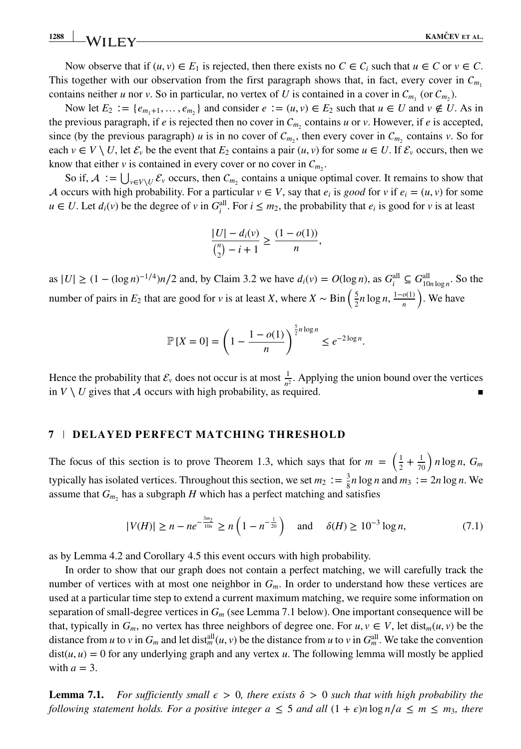Now observe that if $(u, v) \in E_1$ is rejected, then there exists no $C \in \mathcal{C}_i$ such that $u \in C$ or $v \in C$. This together with our observation from the first paragraph shows that, in fact, every cover in $\mathcal{C}_{m_1}$ contains neither $u$ nor $v$. So in particular, no vertex of $U$ is contained in a cover in $\mathcal{C}_{m_1}$ (or $\mathcal{C}_{m_2}$).

Now let $E_2 := \{e_{m_1+1}, \dots, e_{m_2}\}$ and consider $e := (u, v) \in E_2$ such that $u \in U$ and $v \notin U$. As in the previous paragraph, if $e$ is rejected then no cover in $\mathcal{C}_{m_2}$ contains $u$ or $v$. However, if $e$ is accepted, since (by the previous paragraph) $u$ is in no cover of $\mathcal{C}_{m_2}$, then every cover in $\mathcal{C}_{m_2}$ contains $v$. So for each $v \in V \setminus U$, let $\mathcal{E}_v$ be the event that $E_2$ contains a pair $(u, v)$ for some $u \in U$. If $\mathcal{E}_v$ occurs, then we know that either $v$ is contained in every cover or no cover in $\mathcal{C}_{m_2}$.

So if, $\mathcal{A} := \bigcup_{v \in V \setminus U} \mathcal{E}_v$ occurs, then $\mathcal{C}_{m_2}$ contains a unique optimal cover. It remains to show that $\mathcal{A}$ occurs with high probability. For a particular $v \in V$, say that $e_i$ is *good* for $v$ if $e_i = (u, v)$ for some $u \in U$. Let $d_i(v)$ be the degree of $v$ in $G_i^{\text{all}}$. For $i \leq m_2$, the probability that $e_i$ is good for $v$ is at least

$$\frac{|U| - d_i(v)}{\binom{n}{2} - i + 1} \geq \frac{(1 - o(1))}{n},$$

as $|U| \geq (1 - (\log n)^{-1/4})n/2$ and, by Claim 3.2 we have $d_i(v) = O(\log n)$, as $G_i^{\text{all}} \subseteq G_{10n \log n}^{\text{all}}$. So the number of pairs in $E_2$ that are good for $v$ is at least $X$, where $X \sim \text{Bin}\left(\frac{5}{2} n \log n, \frac{1-o(1)}{n}\right)$. We have

$$\mathbb{P}[X = 0] = \left(1 - \frac{1 - o(1)}{n}\right)^{\frac{5}{2} n \log n} \leq e^{-2 \log n}.$$

Hence the probability that $\mathcal{E}_v$ does not occur is at most $\frac{1}{n^2}$. Applying the union bound over the vertices in $V \setminus U$ gives that $\mathcal{A}$ occurs with high probability, as required. ∎

## 7 | DELAYED PERFECT MATCHING THRESHOLD

The focus of this section is to prove Theorem 1.3, which says that for $m = \left(\frac{1}{2} + \frac{1}{70}\right) n \log n$, $G_m$ typically has isolated vertices. Throughout this section, we set $m_2 := \frac{3}{8} n \log n$ and $m_3 := 2n \log n$. We assume that $G_{m_2}$ has a subgraph $H$ which has a perfect matching and satisfies

$$|V(H)| \geq n - ne^{-\frac{3m_2}{10n}} \geq n\left(1 - n^{-\frac{1}{20}}\right) \quad \text{and} \quad \delta(H) \geq 10^{-3} \log n, \tag{7.1}$$

as by Lemma 4.2 and Corollary 4.5 this event occurs with high probability.

In order to show that our graph does not contain a perfect matching, we will carefully track the number of vertices with at most one neighbor in $G_m$. In order to understand how these vertices are used at a particular time step to extend a current maximum matching, we require some information on separation of small-degree vertices in $G_m$ (see Lemma 7.1 below). One important consequence will be that, typically in $G_m$, no vertex has three neighbors of degree one. For $u, v \in V$, let $\text{dist}_m(u, v)$ be the distance from $u$ to $v$ in $G_m$ and let $\text{dist}_m^{\text{all}}(u, v)$ be the distance from $u$ to $v$ in $G_m^{\text{all}}$. We take the convention $\text{dist}(u, u) = 0$ for any underlying graph and any vertex $u$. The following lemma will mostly be applied with $a = 3$.

**Lemma 7.1.** *For sufficiently small $\epsilon > 0$, there exists $\delta > 0$ such that with high probability the following statement holds. For a positive integer $a \leq 5$ and all $(1 + \epsilon)n \log n / a \leq m \leq m_3$, there*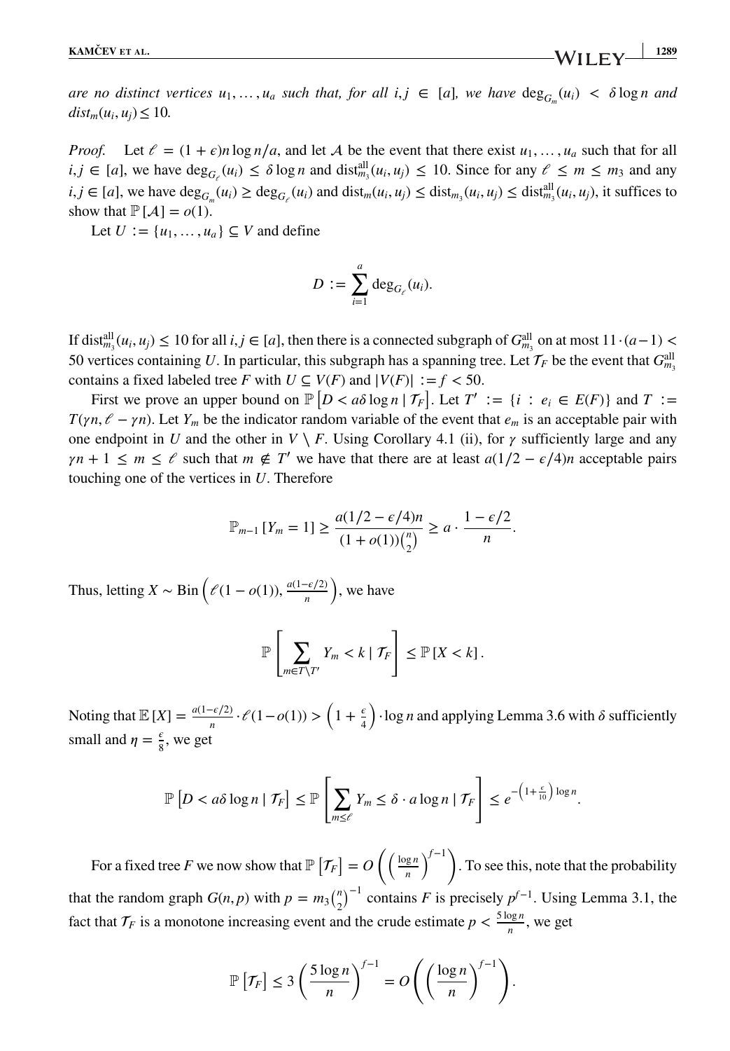*are no distinct vertices $u_1, \ldots, u_a$ such that, for all $i, j \in [a]$, we have $\deg_{G_m}(u_i) < \delta \log n$ and $dist_m(u_i, u_j) \leq 10$.*

*Proof.* Let $\ell = (1+\epsilon)n \log n / a$, and let $\mathcal{A}$ be the event that there exist $u_1, \ldots, u_a$ such that for all $i, j \in [a]$, we have $\deg_{G_\ell}(u_i) \leq \delta \log n$ and $\text{dist}^{\text{all}}_{m_3}(u_i, u_j) \leq 10$. Since for any $\ell \leq m \leq m_3$ and any $i, j \in [a]$, we have $\deg_{G_m}(u_i) \geq \deg_{G_\ell}(u_i)$ and $\text{dist}_m(u_i, u_j) \leq \text{dist}_{m_3}(u_i, u_j) \leq \text{dist}^{\text{all}}_{m_3}(u_i, u_j)$, it suffices to show that $\mathbb{P}[\mathcal{A}] = o(1)$.

Let $U := \{u_1, \ldots, u_a\} \subseteq V$ and define

$$D := \sum_{i=1}^{a} \deg_{G_\ell}(u_i).$$

If $\text{dist}^{\text{all}}_{m_3}(u_i, u_j) \leq 10$ for all $i, j \in [a]$, then there is a connected subgraph of $G^{\text{all}}_{m_3}$ on at most $11 \cdot (a-1) < 50$ vertices containing $U$. In particular, this subgraph has a spanning tree. Let $\mathcal{T}_F$ be the event that $G^{\text{all}}_{m_3}$ contains a fixed labeled tree $F$ with $U \subseteq V(F)$ and $|V(F)| := f < 50$.

First we prove an upper bound on $\mathbb{P}[D < a\delta \log n \mid \mathcal{T}_F]$. Let $T' := \{i : e_i \in E(F)\}$ and $T := T(\gamma n, \ell - \gamma n)$. Let $Y_m$ be the indicator random variable of the event that $e_m$ is an acceptable pair with one endpoint in $U$ and the other in $V \setminus F$. Using Corollary 4.1 (ii), for $\gamma$ sufficiently large and any $\gamma n + 1 \leq m \leq \ell$ such that $m \notin T'$ we have that there are at least $a(1/2 - \epsilon/4)n$ acceptable pairs touching one of the vertices in $U$. Therefore

$$\mathbb{P}_{m-1}[Y_m = 1] \geq \frac{a(1/2 - \epsilon/4)n}{(1+o(1))\binom{n}{2}} \geq a \cdot \frac{1 - \epsilon/2}{n}.$$

Thus, letting $X \sim \text{Bin}\left(\ell(1-o(1)), \frac{a(1-\epsilon/2)}{n}\right)$, we have

$$\mathbb{P}\left[\sum_{m \in T \setminus T'} Y_m < k \mid \mathcal{T}_F\right] \leq \mathbb{P}[X < k].$$

Noting that $\mathbb{E}[X] = \frac{a(1-\epsilon/2)}{n} \cdot \ell(1-o(1)) > \left(1 + \frac{\epsilon}{4}\right) \cdot \log n$ and applying Lemma 3.6 with $\delta$ sufficiently small and $\eta = \frac{\epsilon}{8}$, we get

$$\mathbb{P}\left[D < a\delta \log n \mid \mathcal{T}_F\right] \leq \mathbb{P}\left[\sum_{m \leq \ell} Y_m \leq \delta \cdot a \log n \mid \mathcal{T}_F\right] \leq e^{-\left(1+\frac{\epsilon}{10}\right)\log n}.$$

For a fixed tree $F$ we now show that $\mathbb{P}\left[\mathcal{T}_F\right] = O\left(\left(\frac{\log n}{n}\right)^{f-1}\right)$. To see this, note that the probability that the random graph $G(n,p)$ with $p = m_3\binom{n}{2}^{-1}$ contains $F$ is precisely $p^{f-1}$. Using Lemma 3.1, the fact that $\mathcal{T}_F$ is a monotone increasing event and the crude estimate $p < \frac{5 \log n}{n}$, we get

$$\mathbb{P}\left[\mathcal{T}_F\right] \leq 3\left(\frac{5 \log n}{n}\right)^{f-1} = O\left(\left(\frac{\log n}{n}\right)^{f-1}\right).$$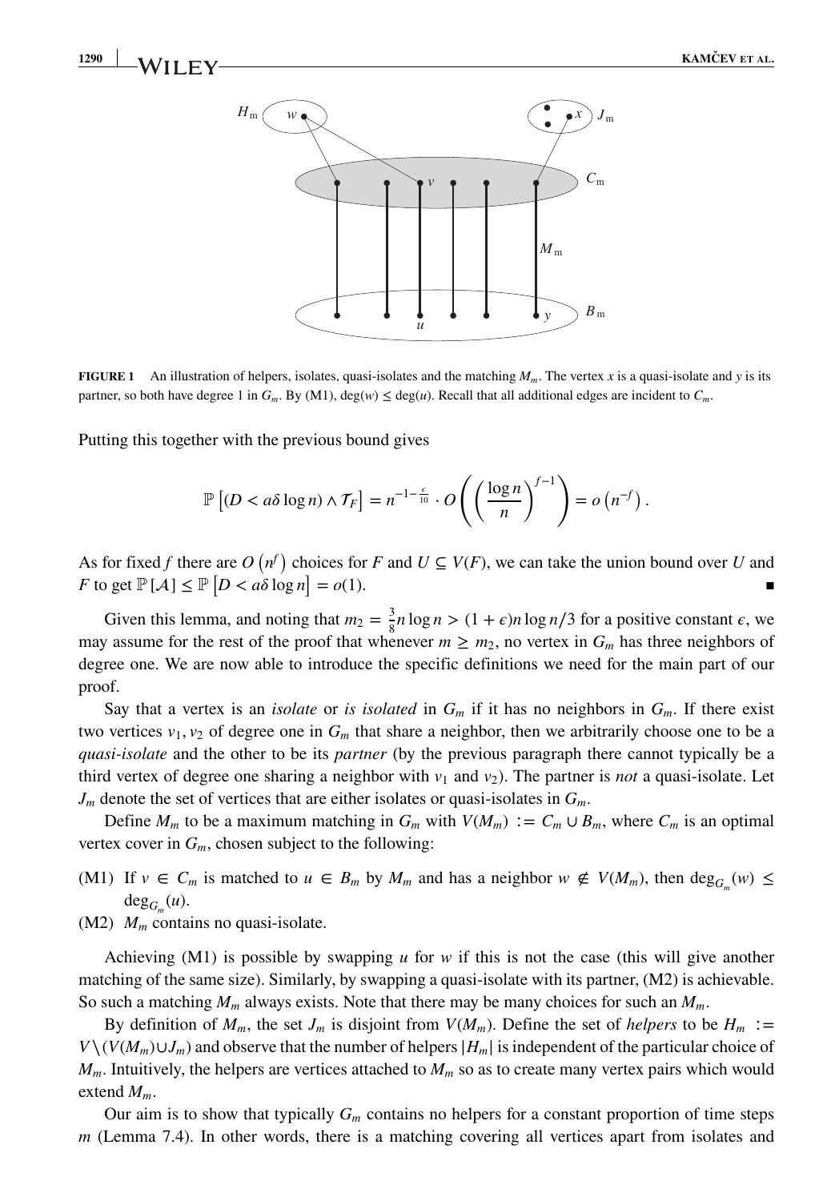**FIGURE 1** An illustration of helpers, isolates, quasi-isolates and the matching $M_m$. The vertex $x$ is a quasi-isolate and $y$ is its partner, so both have degree 1 in $G_m$. By (M1), $\deg(w) \le \deg(u)$. Recall that all additional edges are incident to $C_m$.

Putting this together with the previous bound gives

$$\mathbb{P}\left[(D < a\delta \log n) \wedge \mathcal{T}_F\right] = n^{-1-\frac{\epsilon}{10}} \cdot O\left(\left(\frac{\log n}{n}\right)^{f-1}\right) = o\left(n^{-f}\right).$$

As for fixed $f$ there are $O\left(n^f\right)$ choices for $F$ and $U \subseteq V(F)$, we can take the union bound over $U$ and $F$ to get $\mathbb{P}[\mathcal{A}] \le \mathbb{P}\left[D < a\delta \log n\right] = o(1)$. ∎

Given this lemma, and noting that $m_2 = \frac{3}{8} n \log n > (1+\epsilon) n \log n / 3$ for a positive constant $\epsilon$, we may assume for the rest of the proof that whenever $m \ge m_2$, no vertex in $G_m$ has three neighbors of degree one. We are now able to introduce the specific definitions we need for the main part of our proof.

Say that a vertex is an *isolate* or *is isolated* in $G_m$ if it has no neighbors in $G_m$. If there exist two vertices $v_1, v_2$ of degree one in $G_m$ that share a neighbor, then we arbitrarily choose one to be a *quasi-isolate* and the other to be its *partner* (by the previous paragraph there cannot typically be a third vertex of degree one sharing a neighbor with $v_1$ and $v_2$). The partner is *not* a quasi-isolate. Let $J_m$ denote the set of vertices that are either isolates or quasi-isolates in $G_m$.

Define $M_m$ to be a maximum matching in $G_m$ with $V(M_m) := C_m \cup B_m$, where $C_m$ is an optimal vertex cover in $G_m$, chosen subject to the following:

- (M1) If $v \in C_m$ is matched to $u \in B_m$ by $M_m$ and has a neighbor $w \notin V(M_m)$, then $\deg_{G_m}(w) \le \deg_{G_m}(u)$.
- (M2) $M_m$ contains no quasi-isolate.

Achieving (M1) is possible by swapping $u$ for $w$ if this is not the case (this will give another matching of the same size). Similarly, by swapping a quasi-isolate with its partner, (M2) is achievable. So such a matching $M_m$ always exists. Note that there may be many choices for such an $M_m$.

By definition of $M_m$, the set $J_m$ is disjoint from $V(M_m)$. Define the set of *helpers* to be $H_m := V \setminus (V(M_m) \cup J_m)$ and observe that the number of helpers $|H_m|$ is independent of the particular choice of $M_m$. Intuitively, the helpers are vertices attached to $M_m$ so as to create many vertex pairs which would extend $M_m$.

Our aim is to show that typically $G_m$ contains no helpers for a constant proportion of time steps $m$ (Lemma 7.4). In other words, there is a matching covering all vertices apart from isolates and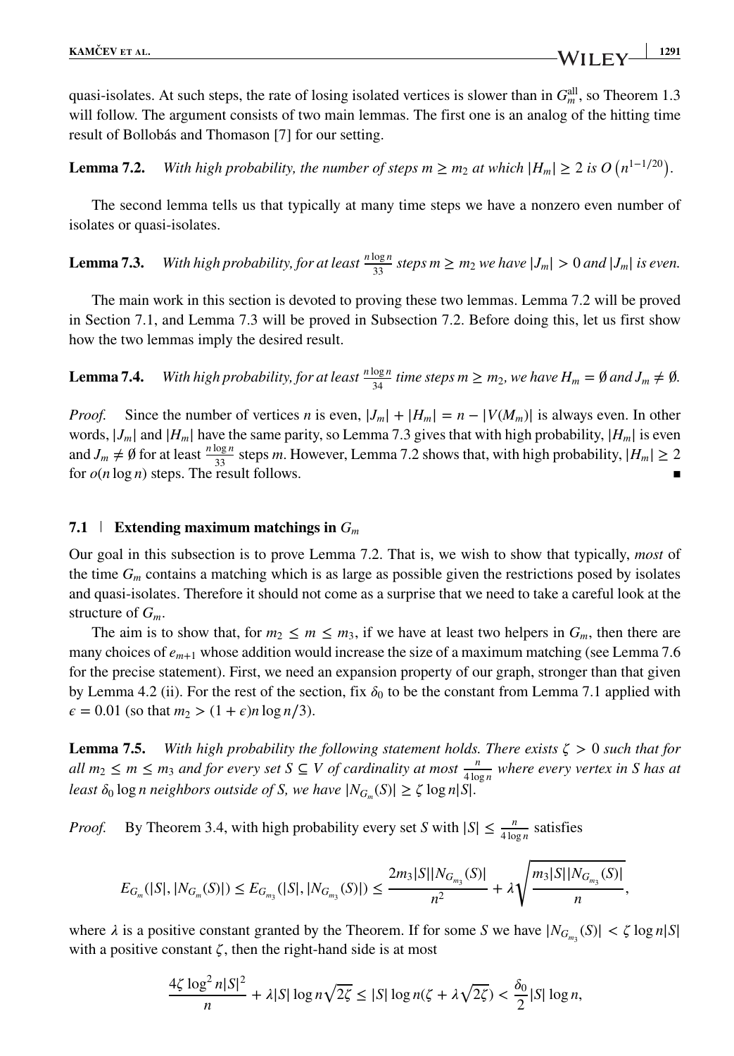quasi-isolates. At such steps, the rate of losing isolated vertices is slower than in $G_m^{\text{all}}$, so Theorem 1.3 will follow. The argument consists of two main lemmas. The first one is an analog of the hitting time result of Bollobás and Thomason [7] for our setting.

**Lemma 7.2.** *With high probability, the number of steps $m \geq m_2$ at which $|H_m| \geq 2$ is $O\left(n^{1-1/20}\right)$.*

The second lemma tells us that typically at many time steps we have a nonzero even number of isolates or quasi-isolates.

**Lemma 7.3.** *With high probability, for at least $\frac{n \log n}{33}$ steps $m \geq m_2$ we have $|J_m| > 0$ and $|J_m|$ is even.*

The main work in this section is devoted to proving these two lemmas. Lemma 7.2 will be proved in Section 7.1, and Lemma 7.3 will be proved in Subsection 7.2. Before doing this, let us first show how the two lemmas imply the desired result.

**Lemma 7.4.** *With high probability, for at least $\frac{n \log n}{34}$ time steps $m \geq m_2$, we have $H_m = \emptyset$ and $J_m \neq \emptyset$.*

*Proof.* Since the number of vertices $n$ is even, $|J_m| + |H_m| = n - |V(M_m)|$ is always even. In other words, $|J_m|$ and $|H_m|$ have the same parity, so Lemma 7.3 gives that with high probability, $|H_m|$ is even and $J_m \neq \emptyset$ for at least $\frac{n \log n}{33}$ steps $m$. However, Lemma 7.2 shows that, with high probability, $|H_m| \geq 2$ for $o(n \log n)$ steps. The result follows. ∎

## 7.1 | Extending maximum matchings in $G_m$

Our goal in this subsection is to prove Lemma 7.2. That is, we wish to show that typically, *most* of the time $G_m$ contains a matching which is as large as possible given the restrictions posed by isolates and quasi-isolates. Therefore it should not come as a surprise that we need to take a careful look at the structure of $G_m$.

The aim is to show that, for $m_2 \leq m \leq m_3$, if we have at least two helpers in $G_m$, then there are many choices of $e_{m+1}$ whose addition would increase the size of a maximum matching (see Lemma 7.6 for the precise statement). First, we need an expansion property of our graph, stronger than that given by Lemma 4.2 (ii). For the rest of the section, fix $\delta_0$ to be the constant from Lemma 7.1 applied with $\epsilon = 0.01$ (so that $m_2 > (1 + \epsilon)n \log n/3$).

**Lemma 7.5.** *With high probability the following statement holds. There exists $\zeta > 0$ such that for all $m_2 \leq m \leq m_3$ and for every set $S \subseteq V$ of cardinality at most $\frac{n}{4 \log n}$ where every vertex in $S$ has at least $\delta_0 \log n$ neighbors outside of $S$, we have $|N_{G_m}(S)| \geq \zeta \log n |S|$.*

*Proof.* By Theorem 3.4, with high probability every set $S$ with $|S| \leq \frac{n}{4 \log n}$ satisfies

$$E_{G_m}(|S|, |N_{G_m}(S)|) \leq E_{G_{m_3}}(|S|, |N_{G_{m_3}}(S)|) \leq \frac{2m_3|S||N_{G_{m_3}}(S)|}{n^2} + \lambda\sqrt{\frac{m_3|S||N_{G_{m_3}}(S)|}{n}},$$

where $\lambda$ is a positive constant granted by the Theorem. If for some $S$ we have $|N_{G_{m_3}}(S)| < \zeta \log n|S|$ with a positive constant $\zeta$, then the right-hand side is at most

$$\frac{4\zeta \log^2 n|S|^2}{n} + \lambda|S| \log n\sqrt{2\zeta} \leq |S| \log n(\zeta + \lambda\sqrt{2\zeta}) < \frac{\delta_0}{2}|S| \log n,$$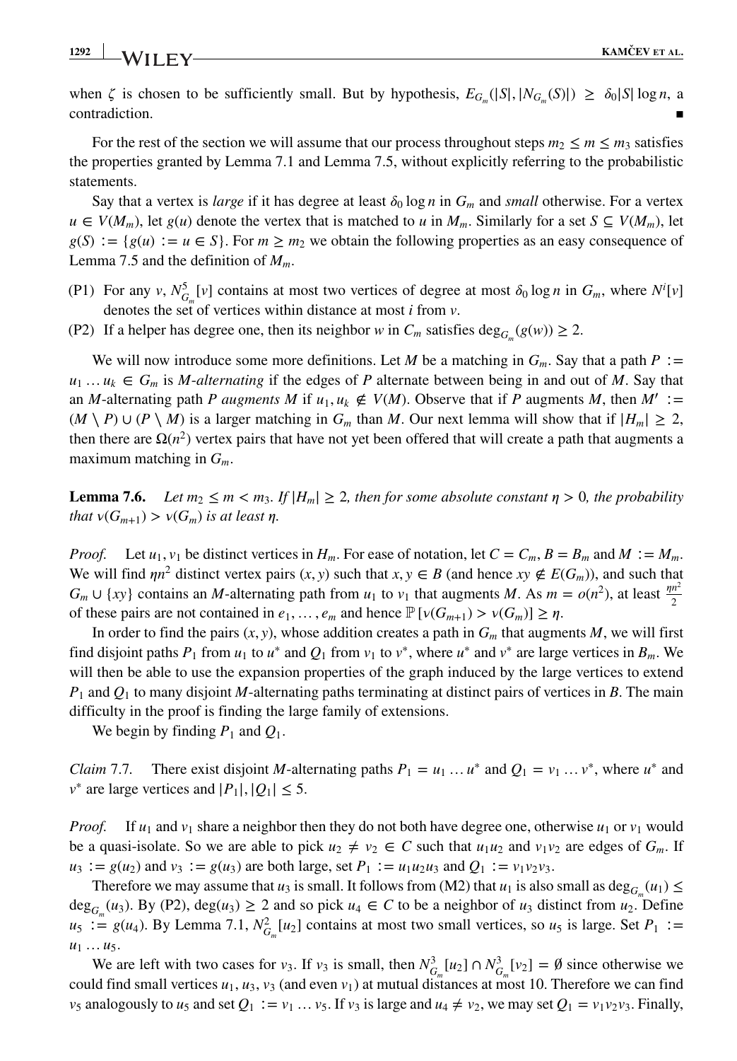when $\zeta$ is chosen to be sufficiently small. But by hypothesis, $E_{G_m}(|S|, |N_{G_m}(S)|) \geq \delta_0 |S| \log n$, a contradiction. ∎

For the rest of the section we will assume that our process throughout steps $m_2 \leq m \leq m_3$ satisfies the properties granted by Lemma 7.1 and Lemma 7.5, without explicitly referring to the probabilistic statements.

Say that a vertex is *large* if it has degree at least $\delta_0 \log n$ in $G_m$ and *small* otherwise. For a vertex $u \in V(M_m)$, let $g(u)$ denote the vertex that is matched to $u$ in $M_m$. Similarly for a set $S \subseteq V(M_m)$, let $g(S) := \{g(u) := u \in S\}$. For $m \geq m_2$ we obtain the following properties as an easy consequence of Lemma 7.5 and the definition of $M_m$.

(P1) For any $v$, $N^5_{G_m}[v]$ contains at most two vertices of degree at most $\delta_0 \log n$ in $G_m$, where $N^i[v]$ denotes the set of vertices within distance at most $i$ from $v$.

(P2) If a helper has degree one, then its neighbor $w$ in $C_m$ satisfies $\deg_{G_m}(g(w)) \geq 2$.

We will now introduce some more definitions. Let $M$ be a matching in $G_m$. Say that a path $P := u_1 \dots u_k \in G_m$ is *$M$-alternating* if the edges of $P$ alternate between being in and out of $M$. Say that an $M$-alternating path $P$ *augments $M$* if $u_1, u_k \notin V(M)$. Observe that if $P$ augments $M$, then $M' := (M \setminus P) \cup (P \setminus M)$ is a larger matching in $G_m$ than $M$. Our next lemma will show that if $|H_m| \geq 2$, then there are $\Omega(n^2)$ vertex pairs that have not yet been offered that will create a path that augments a maximum matching in $G_m$.

**Lemma 7.6.** *Let $m_2 \leq m < m_3$. If $|H_m| \geq 2$, then for some absolute constant $\eta > 0$, the probability that $\nu(G_{m+1}) > \nu(G_m)$ is at least $\eta$.*

*Proof.* Let $u_1, v_1$ be distinct vertices in $H_m$. For ease of notation, let $C = C_m$, $B = B_m$ and $M := M_m$. We will find $\eta n^2$ distinct vertex pairs $(x, y)$ such that $x, y \in B$ (and hence $xy \notin E(G_m)$), and such that $G_m \cup \{xy\}$ contains an $M$-alternating path from $u_1$ to $v_1$ that augments $M$. As $m = o(n^2)$, at least $\frac{\eta n^2}{2}$ of these pairs are not contained in $e_1, \dots, e_m$ and hence $\mathbb{P}[\nu(G_{m+1}) > \nu(G_m)] \geq \eta$.

In order to find the pairs $(x, y)$, whose addition creates a path in $G_m$ that augments $M$, we will first find disjoint paths $P_1$ from $u_1$ to $u^*$ and $Q_1$ from $v_1$ to $v^*$, where $u^*$ and $v^*$ are large vertices in $B_m$. We will then be able to use the expansion properties of the graph induced by the large vertices to extend $P_1$ and $Q_1$ to many disjoint $M$-alternating paths terminating at distinct pairs of vertices in $B$. The main difficulty in the proof is finding the large family of extensions.

We begin by finding $P_1$ and $Q_1$.

*Claim* 7.7. There exist disjoint $M$-alternating paths $P_1 = u_1 \dots u^*$ and $Q_1 = v_1 \dots v^*$, where $u^*$ and $v^*$ are large vertices and $|P_1|, |Q_1| \leq 5$.

*Proof.* If $u_1$ and $v_1$ share a neighbor then they do not both have degree one, otherwise $u_1$ or $v_1$ would be a quasi-isolate. So we are able to pick $u_2 \neq v_2 \in C$ such that $u_1u_2$ and $v_1v_2$ are edges of $G_m$. If $u_3 := g(u_2)$ and $v_3 := g(u_3)$ are both large, set $P_1 := u_1u_2u_3$ and $Q_1 := v_1v_2v_3$.

Therefore we may assume that $u_3$ is small. It follows from (M2) that $u_1$ is also small as $\deg_{G_m}(u_1) \leq \deg_{G_m}(u_3)$. By (P2), $\deg(u_3) \geq 2$ and so pick $u_4 \in C$ to be a neighbor of $u_3$ distinct from $u_2$. Define $u_5 := g(u_4)$. By Lemma 7.1, $N^2_{G_m}[u_2]$ contains at most two small vertices, so $u_5$ is large. Set $P_1 := u_1 \dots u_5$.

We are left with two cases for $v_3$. If $v_3$ is small, then $N^3_{G_m}[u_2] \cap N^3_{G_m}[v_2] = \emptyset$ since otherwise we could find small vertices $u_1, u_3, v_3$ (and even $v_1$) at mutual distances at most 10. Therefore we can find $v_5$ analogously to $u_5$ and set $Q_1 := v_1 \dots v_5$. If $v_3$ is large and $u_4 \neq v_2$, we may set $Q_1 = v_1v_2v_3$. Finally,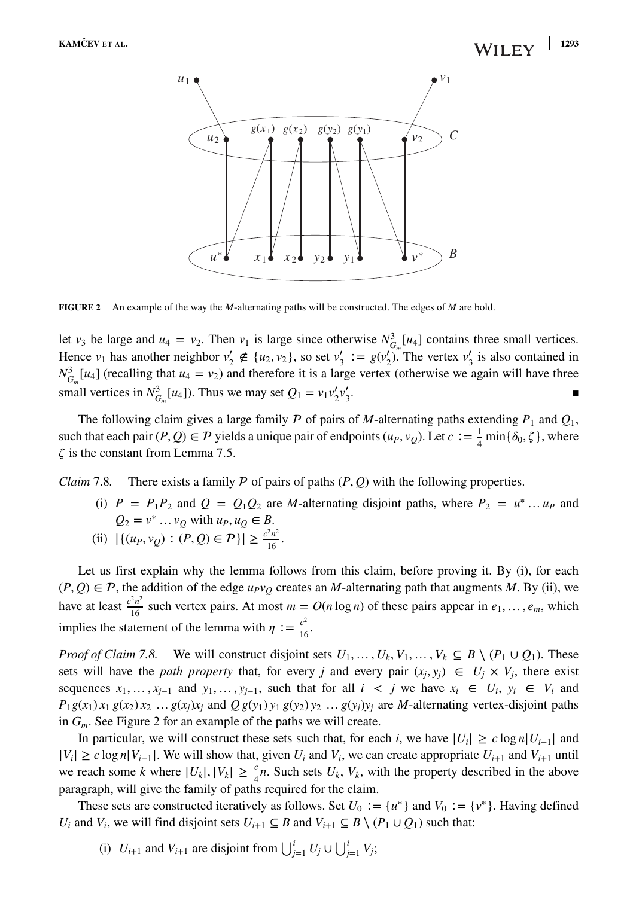**FIGURE 2** An example of the way the $M$-alternating paths will be constructed. The edges of $M$ are bold.

let $v_3$ be large and $u_4 = v_2$. Then $v_1$ is large since otherwise $N^3_{G_m}[u_4]$ contains three small vertices. Hence $v_1$ has another neighbor $v_2' \notin \{u_2, v_2\}$, so set $v_3' := g(v_2')$. The vertex $v_3'$ is also contained in $N^3_{G_m}[u_4]$ (recalling that $u_4 = v_2$) and therefore it is a large vertex (otherwise we again will have three small vertices in $N^3_{G_m}[u_4]$). Thus we may set $Q_1 = v_1 v_2' v_3'$. ∎

The following claim gives a large family $\mathcal{P}$ of pairs of $M$-alternating paths extending $P_1$ and $Q_1$, such that each pair $(P, Q) \in \mathcal{P}$ yields a unique pair of endpoints $(u_P, v_Q)$. Let $c := \frac{1}{4}\min\{\delta_0, \zeta\}$, where $\zeta$ is the constant from Lemma 7.5.

*Claim* 7.8. There exists a family $\mathcal{P}$ of pairs of paths $(P, Q)$ with the following properties.

(i) $P = P_1 P_2$ and $Q = Q_1 Q_2$ are $M$-alternating disjoint paths, where $P_2 = u^* \dots u_P$ and $Q_2 = v^* \dots v_Q$ with $u_P, u_Q \in B$.

(ii) $|\{(u_P, v_Q) : (P, Q) \in \mathcal{P}\}| \geq \frac{c^2 n^2}{16}$.

Let us first explain why the lemma follows from this claim, before proving it. By (i), for each $(P, Q) \in \mathcal{P}$, the addition of the edge $u_P v_Q$ creates an $M$-alternating path that augments $M$. By (ii), we have at least $\frac{c^2 n^2}{16}$ such vertex pairs. At most $m = O(n \log n)$ of these pairs appear in $e_1, \dots, e_m$, which implies the statement of the lemma with $\eta := \frac{c^2}{16}$.

*Proof of Claim 7.8.* We will construct disjoint sets $U_1, \dots, U_k, V_1, \dots, V_k \subseteq B \setminus (P_1 \cup Q_1)$. These sets will have the *path property* that, for every $j$ and every pair $(x_j, y_j) \in U_j \times V_j$, there exist sequences $x_1, \dots, x_{j-1}$ and $y_1, \dots, y_{j-1}$, such that for all $i < j$ we have $x_i \in U_i$, $y_i \in V_i$ and $P_1 g(x_1)\, x_1\, g(x_2)\, x_2 \, \dots\, g(x_j) x_j$ and $Q\, g(y_1)\, y_1\, g(y_2)\, y_2 \, \dots\, g(y_j) y_j$ are $M$-alternating vertex-disjoint paths in $G_m$. See Figure 2 for an example of the paths we will create.

In particular, we will construct these sets such that, for each $i$, we have $|U_i| \geq c \log n |U_{i-1}|$ and $|V_i| \geq c \log n |V_{i-1}|$. We will show that, given $U_i$ and $V_i$, we can create appropriate $U_{i+1}$ and $V_{i+1}$ until we reach some $k$ where $|U_k|, |V_k| \geq \frac{c}{4} n$. Such sets $U_k$, $V_k$, with the property described in the above paragraph, will give the family of paths required for the claim.

These sets are constructed iteratively as follows. Set $U_0 := \{u^*\}$ and $V_0 := \{v^*\}$. Having defined $U_i$ and $V_i$, we will find disjoint sets $U_{i+1} \subseteq B$ and $V_{i+1} \subseteq B \setminus (P_1 \cup Q_1)$ such that:

(i) $U_{i+1}$ and $V_{i+1}$ are disjoint from $\bigcup_{j=1}^{i} U_j \cup \bigcup_{j=1}^{i} V_j$;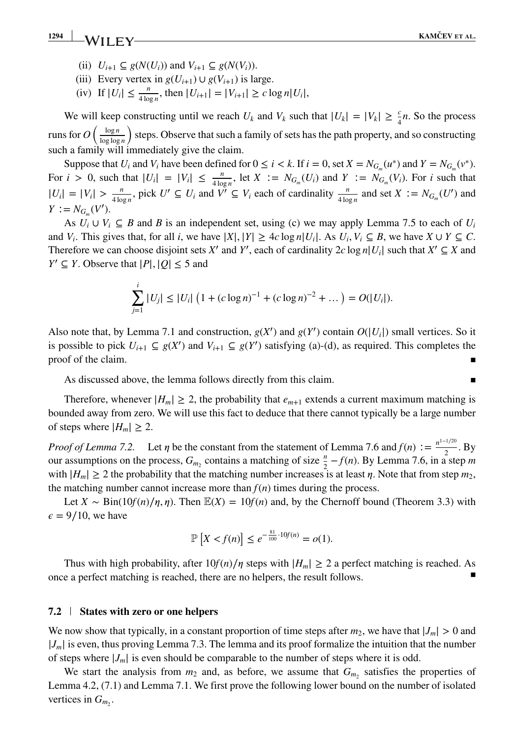(ii) $U_{i+1} \subseteq g(N(U_i))$ and $V_{i+1} \subseteq g(N(V_i))$.

(iii) Every vertex in $g(U_{i+1}) \cup g(V_{i+1})$ is large.

(iv) If $|U_i| \leq \frac{n}{4 \log n}$, then $|U_{i+1}| = |V_{i+1}| \geq c \log n |U_i|$,

We will keep constructing until we reach $U_k$ and $V_k$ such that $|U_k| = |V_k| \geq \frac{c}{4} n$. So the process runs for $O\left(\frac{\log n}{\log \log n}\right)$ steps. Observe that such a family of sets has the path property, and so constructing such a family will immediately give the claim.

Suppose that $U_i$ and $V_i$ have been defined for $0 \leq i < k$. If $i = 0$, set $X = N_{G_m}(u^*)$ and $Y = N_{G_m}(v^*)$. For $i > 0$, such that $|U_i| = |V_i| \leq \frac{n}{4 \log n}$, let $X := N_{G_m}(U_i)$ and $Y := N_{G_m}(V_i)$. For $i$ such that $|U_i| = |V_i| > \frac{n}{4 \log n}$, pick $U' \subseteq U_i$ and $V' \subseteq V_i$ each of cardinality $\frac{n}{4 \log n}$ and set $X := N_{G_m}(U')$ and $Y := N_{G_m}(V')$.

As $U_i \cup V_i \subseteq B$ and $B$ is an independent set, using (c) we may apply Lemma 7.5 to each of $U_i$ and $V_i$. This gives that, for all $i$, we have $|X|, |Y| \geq 4c \log n |U_i|$. As $U_i, V_i \subseteq B$, we have $X \cup Y \subseteq C$. Therefore we can choose disjoint sets $X'$ and $Y'$, each of cardinality $2c \log n |U_i|$ such that $X' \subseteq X$ and $Y' \subseteq Y$. Observe that $|P|, |Q| \leq 5$ and

$$\sum_{j=1}^{i} |U_j| \leq |U_i| \left(1 + (c \log n)^{-1} + (c \log n)^{-2} + \dots \right) = O(|U_i|).$$

Also note that, by Lemma 7.1 and construction, $g(X')$ and $g(Y')$ contain $O(|U_i|)$ small vertices. So it is possible to pick $U_{i+1} \subseteq g(X')$ and $V_{i+1} \subseteq g(Y')$ satisfying (a)-(d), as required. This completes the proof of the claim. ∎

As discussed above, the lemma follows directly from this claim. ∎

Therefore, whenever $|H_m| \geq 2$, the probability that $e_{m+1}$ extends a current maximum matching is bounded away from zero. We will use this fact to deduce that there cannot typically be a large number of steps where $|H_m| \geq 2$.

*Proof of Lemma 7.2.* Let $\eta$ be the constant from the statement of Lemma 7.6 and $f(n) := \frac{n^{1-1/20}}{2}$. By our assumptions on the process, $G_{m_2}$ contains a matching of size $\frac{n}{2} - f(n)$. By Lemma 7.6, in a step $m$ with $|H_m| \geq 2$ the probability that the matching number increases is at least $\eta$. Note that from step $m_2$, the matching number cannot increase more than $f(n)$ times during the process.

Let $X \sim \text{Bin}(10f(n)/\eta, \eta)$. Then $\mathbb{E}(X) = 10f(n)$ and, by the Chernoff bound (Theorem 3.3) with $\epsilon = 9/10$, we have

$$\mathbb{P}\left[X < f(n)\right] \leq e^{-\frac{81}{100} \cdot 10f(n)} = o(1).$$

Thus with high probability, after $10f(n)/\eta$ steps with $|H_m| \geq 2$ a perfect matching is reached. As once a perfect matching is reached, there are no helpers, the result follows. ∎

### 7.2 | States with zero or one helpers

We now show that typically, in a constant proportion of time steps after $m_2$, we have that $|J_m| > 0$ and $|J_m|$ is even, thus proving Lemma 7.3. The lemma and its proof formalize the intuition that the number of steps where $|J_m|$ is even should be comparable to the number of steps where it is odd.

We start the analysis from $m_2$ and, as before, we assume that $G_{m_2}$ satisfies the properties of Lemma 4.2, (7.1) and Lemma 7.1. We first prove the following lower bound on the number of isolated vertices in $G_{m_2}$.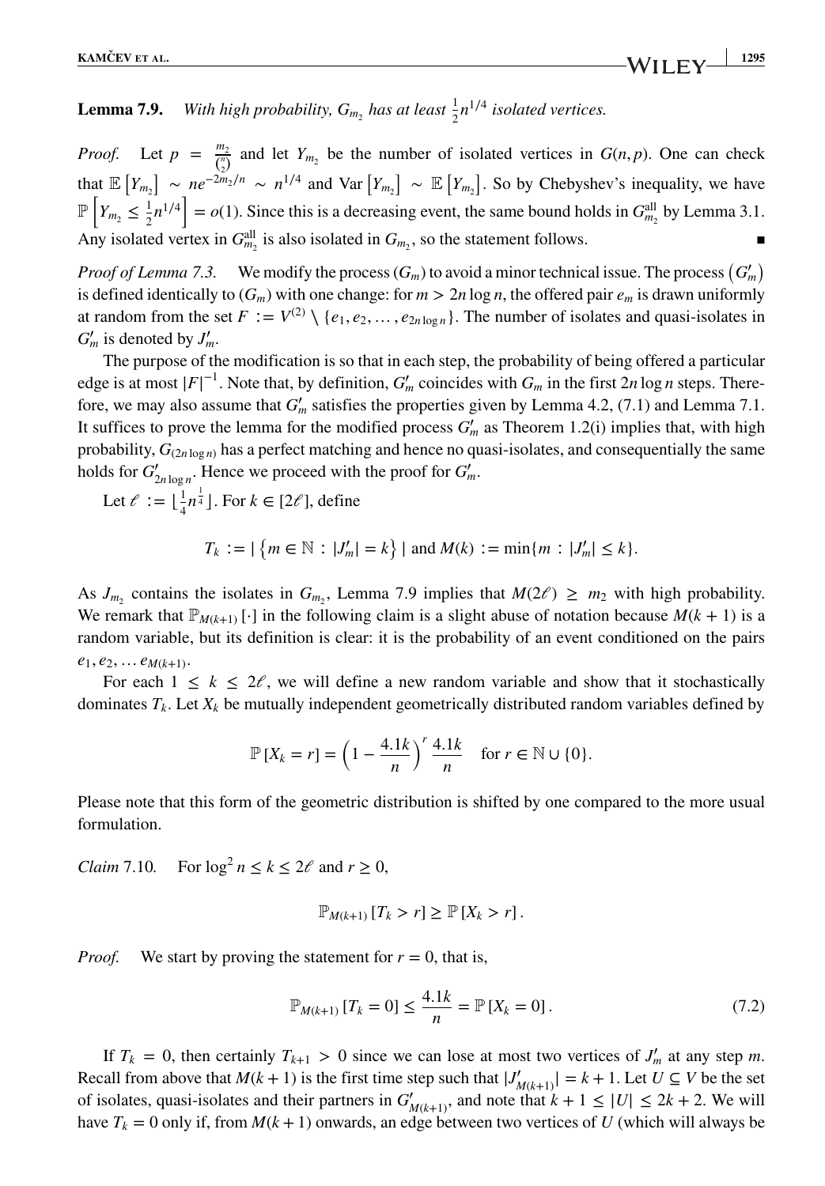**Lemma 7.9.** *With high probability, $G_{m_2}$ has at least $\frac{1}{2}n^{1/4}$ isolated vertices.*

*Proof.* Let $p = \frac{m_2}{\binom{n}{2}}$ and let $Y_{m_2}$ be the number of isolated vertices in $G(n,p)$. One can check that $\mathbb{E}\left[Y_{m_2}\right] \sim ne^{-2m_2/n} \sim n^{1/4}$ and $\text{Var}\left[Y_{m_2}\right] \sim \mathbb{E}\left[Y_{m_2}\right]$. So by Chebyshev's inequality, we have $\mathbb{P}\left[Y_{m_2} \leq \frac{1}{2}n^{1/4}\right] = o(1)$. Since this is a decreasing event, the same bound holds in $G^{\text{all}}_{m_2}$ by Lemma 3.1. Any isolated vertex in $G^{\text{all}}_{m_2}$ is also isolated in $G_{m_2}$, so the statement follows. ■

*Proof of Lemma 7.3.* We modify the process $(G_m)$ to avoid a minor technical issue. The process $\left(G'_m\right)$ is defined identically to $(G_m)$ with one change: for $m > 2n\log n$, the offered pair $e_m$ is drawn uniformly at random from the set $F := V^{(2)} \setminus \{e_1, e_2, \ldots, e_{2n\log n}\}$. The number of isolates and quasi-isolates in $G'_m$ is denoted by $J'_m$.

The purpose of the modification is so that in each step, the probability of being offered a particular edge is at most $|F|^{-1}$. Note that, by definition, $G'_m$ coincides with $G_m$ in the first $2n\log n$ steps. Therefore, we may also assume that $G'_m$ satisfies the properties given by Lemma 4.2, (7.1) and Lemma 7.1. It suffices to prove the lemma for the modified process $G'_m$ as Theorem 1.2(i) implies that, with high probability, $G_{(2n\log n)}$ has a perfect matching and hence no quasi-isolates, and consequentially the same holds for $G'_{2n\log n}$. Hence we proceed with the proof for $G'_m$.

Let $\ell := \lfloor \frac{1}{4}n^{\frac{1}{4}} \rfloor$. For $k \in [2\ell]$, define

$$T_k := |\left\{m \in \mathbb{N} : |J'_m| = k\right\}| \text{ and } M(k) := \min\{m : |J'_m| \leq k\}.$$

As $J_{m_2}$ contains the isolates in $G_{m_2}$, Lemma 7.9 implies that $M(2\ell) \geq m_2$ with high probability. We remark that $\mathbb{P}_{M(k+1)}\left[\cdot\right]$ in the following claim is a slight abuse of notation because $M(k+1)$ is a random variable, but its definition is clear: it is the probability of an event conditioned on the pairs $e_1, e_2, \ldots e_{M(k+1)}$.

For each $1 \leq k \leq 2\ell$, we will define a new random variable and show that it stochastically dominates $T_k$. Let $X_k$ be mutually independent geometrically distributed random variables defined by

$$\mathbb{P}\left[X_k = r\right] = \left(1 - \frac{4.1k}{n}\right)^r \frac{4.1k}{n} \quad \text{for } r \in \mathbb{N} \cup \{0\}.$$

Please note that this form of the geometric distribution is shifted by one compared to the more usual formulation.

*Claim* 7.10. For $\log^2 n \leq k \leq 2\ell$ and $r \geq 0$,

$$\mathbb{P}_{M(k+1)}\left[T_k > r\right] \geq \mathbb{P}\left[X_k > r\right].$$

*Proof.* We start by proving the statement for $r = 0$, that is,

$$\mathbb{P}_{M(k+1)}\left[T_k = 0\right] \leq \frac{4.1k}{n} = \mathbb{P}\left[X_k = 0\right]. \tag{7.2}$$

If $T_k = 0$, then certainly $T_{k+1} > 0$ since we can lose at most two vertices of $J'_m$ at any step $m$. Recall from above that $M(k+1)$ is the first time step such that $|J'_{M(k+1)}| = k+1$. Let $U \subseteq V$ be the set of isolates, quasi-isolates and their partners in $G'_{M(k+1)}$, and note that $k+1 \leq |U| \leq 2k+2$. We will have $T_k = 0$ only if, from $M(k+1)$ onwards, an edge between two vertices of $U$ (which will always be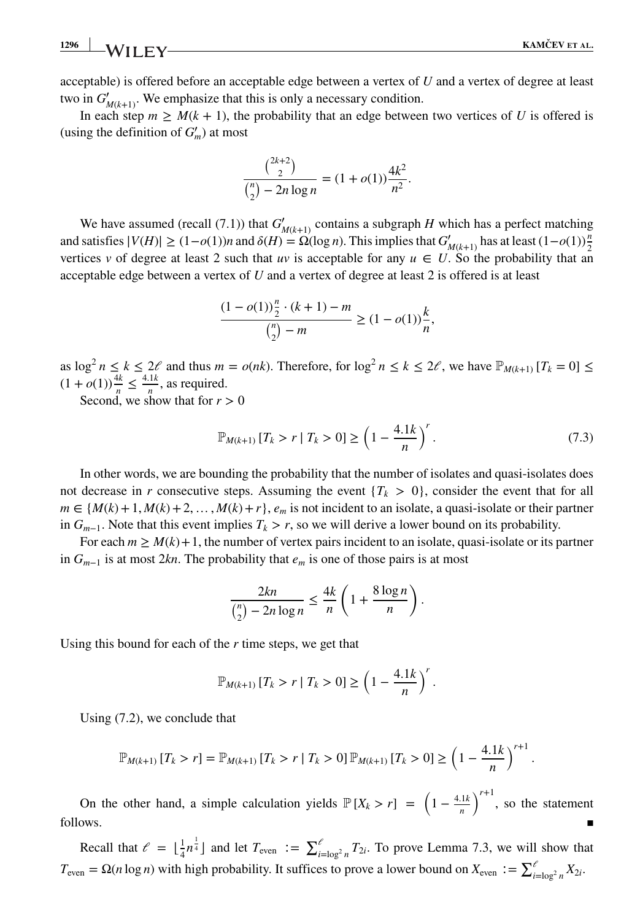acceptable) is offered before an acceptable edge between a vertex of $U$ and a vertex of degree at least two in $G'_{M(k+1)}$. We emphasize that this is only a necessary condition.

In each step $m \geq M(k+1)$, the probability that an edge between two vertices of $U$ is offered is (using the definition of $G'_m$) at most

$$\frac{\binom{2k+2}{2}}{\binom{n}{2} - 2n\log n} = (1+o(1))\frac{4k^2}{n^2}.$$

We have assumed (recall (7.1)) that $G'_{M(k+1)}$ contains a subgraph $H$ which has a perfect matching and satisfies $|V(H)| \geq (1-o(1))n$ and $\delta(H) = \Omega(\log n)$. This implies that $G'_{M(k+1)}$ has at least $(1-o(1))\frac{n}{2}$ vertices $v$ of degree at least 2 such that $uv$ is acceptable for any $u \in U$. So the probability that an acceptable edge between a vertex of $U$ and a vertex of degree at least 2 is offered is at least

$$\frac{(1-o(1))\frac{n}{2}\cdot(k+1) - m}{\binom{n}{2} - m} \geq (1-o(1))\frac{k}{n},$$

as $\log^2 n \leq k \leq 2\ell$ and thus $m = o(nk)$. Therefore, for $\log^2 n \leq k \leq 2\ell$, we have $\mathbb{P}_{M(k+1)}[T_k = 0] \leq (1+o(1))\frac{4k}{n} \leq \frac{4.1k}{n}$, as required.

Second, we show that for $r > 0$

$$\mathbb{P}_{M(k+1)}[T_k > r \mid T_k > 0] \geq \left(1 - \frac{4.1k}{n}\right)^r. \tag{7.3}$$

In other words, we are bounding the probability that the number of isolates and quasi-isolates does not decrease in $r$ consecutive steps. Assuming the event $\{T_k > 0\}$, consider the event that for all $m \in \{M(k)+1, M(k)+2, \dots, M(k)+r\}$, $e_m$ is not incident to an isolate, a quasi-isolate or their partner in $G_{m-1}$. Note that this event implies $T_k > r$, so we will derive a lower bound on its probability.

For each $m \geq M(k)+1$, the number of vertex pairs incident to an isolate, quasi-isolate or its partner in $G_{m-1}$ is at most $2kn$. The probability that $e_m$ is one of those pairs is at most

$$\frac{2kn}{\binom{n}{2} - 2n\log n} \leq \frac{4k}{n}\left(1 + \frac{8\log n}{n}\right).$$

Using this bound for each of the $r$ time steps, we get that

$$\mathbb{P}_{M(k+1)}[T_k > r \mid T_k > 0] \geq \left(1 - \frac{4.1k}{n}\right)^r.$$

Using (7.2), we conclude that

$$\mathbb{P}_{M(k+1)}[T_k > r] = \mathbb{P}_{M(k+1)}[T_k > r \mid T_k > 0]\,\mathbb{P}_{M(k+1)}[T_k > 0] \geq \left(1 - \frac{4.1k}{n}\right)^{r+1}.$$

On the other hand, a simple calculation yields $\mathbb{P}[X_k > r] = \left(1 - \frac{4.1k}{n}\right)^{r+1}$, so the statement follows. ∎

Recall that $\ell = \lfloor \frac{1}{4}n^{\frac{1}{4}} \rfloor$ and let $T_{\text{even}} := \sum_{i=\log^2 n}^{\ell} T_{2i}$. To prove Lemma 7.3, we will show that $T_{\text{even}} = \Omega(n\log n)$ with high probability. It suffices to prove a lower bound on $X_{\text{even}} := \sum_{i=\log^2 n}^{\ell} X_{2i}$.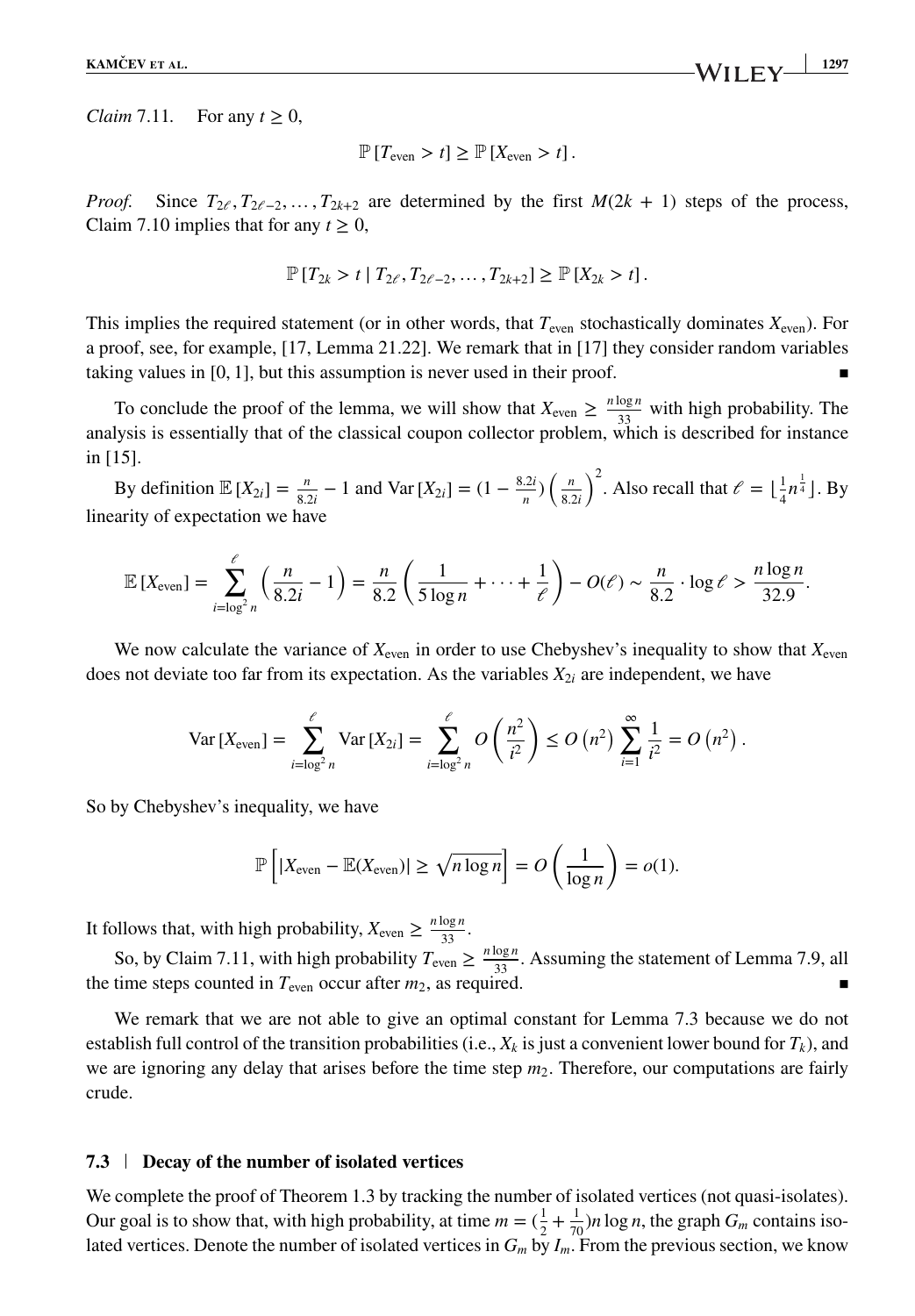*Claim* 7.11. For any $t \geq 0$,

$$\mathbb{P}\left[T_{\text{even}} > t\right] \geq \mathbb{P}\left[X_{\text{even}} > t\right].$$

*Proof.* Since $T_{2\ell}, T_{2\ell-2}, \ldots, T_{2k+2}$ are determined by the first $M(2k+1)$ steps of the process, Claim 7.10 implies that for any $t \geq 0$,

$$\mathbb{P}\left[T_{2k} > t \mid T_{2\ell}, T_{2\ell-2}, \ldots, T_{2k+2}\right] \geq \mathbb{P}\left[X_{2k} > t\right].$$

This implies the required statement (or in other words, that $T_{\text{even}}$ stochastically dominates $X_{\text{even}}$). For a proof, see, for example, [17, Lemma 21.22]. We remark that in [17] they consider random variables taking values in $[0, 1]$, but this assumption is never used in their proof. ∎

To conclude the proof of the lemma, we will show that $X_{\text{even}} \geq \frac{n \log n}{33}$ with high probability. The analysis is essentially that of the classical coupon collector problem, which is described for instance in [15].

By definition $\mathbb{E}\left[X_{2i}\right] = \frac{n}{8.2i} - 1$ and $\text{Var}\left[X_{2i}\right] = (1 - \frac{8.2i}{n})\left(\frac{n}{8.2i}\right)^2$. Also recall that $\ell = \lfloor \frac{1}{4} n^{\frac{1}{4}} \rfloor$. By linearity of expectation we have

$$\mathbb{E}\left[X_{\text{even}}\right] = \sum_{i=\log^2 n}^{\ell} \left(\frac{n}{8.2i} - 1\right) = \frac{n}{8.2}\left(\frac{1}{5\log n} + \cdots + \frac{1}{\ell}\right) - O(\ell) \sim \frac{n}{8.2} \cdot \log \ell > \frac{n \log n}{32.9}.$$

We now calculate the variance of $X_{\text{even}}$ in order to use Chebyshev's inequality to show that $X_{\text{even}}$ does not deviate too far from its expectation. As the variables $X_{2i}$ are independent, we have

$$\text{Var}\left[X_{\text{even}}\right] = \sum_{i=\log^2 n}^{\ell} \text{Var}\left[X_{2i}\right] = \sum_{i=\log^2 n}^{\ell} O\left(\frac{n^2}{i^2}\right) \leq O\left(n^2\right) \sum_{i=1}^{\infty} \frac{1}{i^2} = O\left(n^2\right).$$

So by Chebyshev's inequality, we have

$$\mathbb{P}\left[\left|X_{\text{even}} - \mathbb{E}(X_{\text{even}})\right| \geq \sqrt{n \log n}\right] = O\left(\frac{1}{\log n}\right) = o(1).$$

It follows that, with high probability, $X_{\text{even}} \geq \frac{n \log n}{33}$.

So, by Claim 7.11, with high probability $T_{\text{even}} \geq \frac{n \log n}{33}$. Assuming the statement of Lemma 7.9, all the time steps counted in $T_{\text{even}}$ occur after $m_2$, as required. ∎

We remark that we are not able to give an optimal constant for Lemma 7.3 because we do not establish full control of the transition probabilities (i.e., $X_k$ is just a convenient lower bound for $T_k$), and we are ignoring any delay that arises before the time step $m_2$. Therefore, our computations are fairly crude.

### 7.3 | Decay of the number of isolated vertices

We complete the proof of Theorem 1.3 by tracking the number of isolated vertices (not quasi-isolates). Our goal is to show that, with high probability, at time $m = (\frac{1}{2} + \frac{1}{70})n \log n$, the graph $G_m$ contains isolated vertices. Denote the number of isolated vertices in $G_m$ by $I_m$. From the previous section, we know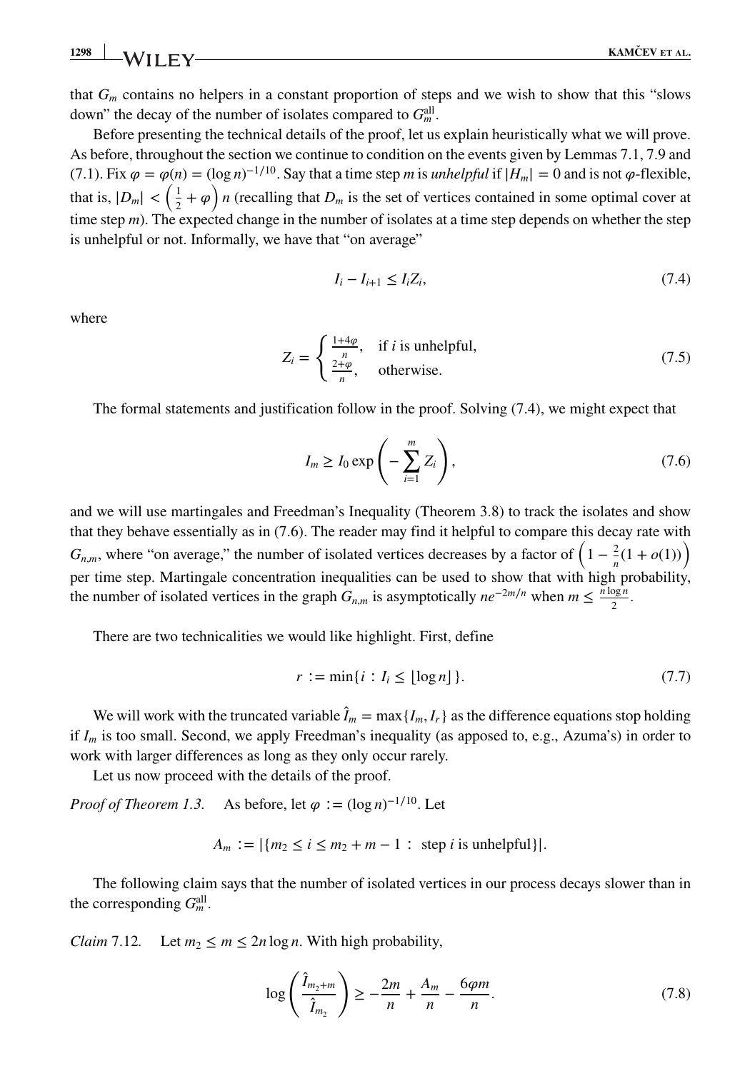that $G_m$ contains no helpers in a constant proportion of steps and we wish to show that this "slows down" the decay of the number of isolates compared to $G_m^{\text{all}}$.

Before presenting the technical details of the proof, let us explain heuristically what we will prove. As before, throughout the section we continue to condition on the events given by Lemmas 7.1, 7.9 and (7.1). Fix $\varphi = \varphi(n) = (\log n)^{-1/10}$. Say that a time step $m$ is *unhelpful* if $|H_m| = 0$ and is not $\varphi$-flexible, that is, $|D_m| < \left(\frac{1}{2} + \varphi\right) n$ (recalling that $D_m$ is the set of vertices contained in some optimal cover at time step $m$). The expected change in the number of isolates at a time step depends on whether the step is unhelpful or not. Informally, we have that "on average"

$$I_i - I_{i+1} \leq I_i Z_i, \tag{7.4}$$

where

$$Z_i = \begin{cases} \frac{1+4\varphi}{n}, & \text{if } i \text{ is unhelpful,} \\ \frac{2+\varphi}{n}, & \text{otherwise.} \end{cases} \tag{7.5}$$

The formal statements and justification follow in the proof. Solving (7.4), we might expect that

$$I_m \geq I_0 \exp\left(-\sum_{i=1}^{m} Z_i\right), \tag{7.6}$$

and we will use martingales and Freedman's Inequality (Theorem 3.8) to track the isolates and show that they behave essentially as in (7.6). The reader may find it helpful to compare this decay rate with $G_{n,m}$, where "on average," the number of isolated vertices decreases by a factor of $\left(1 - \frac{2}{n}(1 + o(1))\right)$ per time step. Martingale concentration inequalities can be used to show that with high probability, the number of isolated vertices in the graph $G_{n,m}$ is asymptotically $ne^{-2m/n}$ when $m \leq \frac{n \log n}{2}$.

There are two technicalities we would like highlight. First, define

$$r := \min\{i : I_i \leq \lfloor \log n \rfloor\}. \tag{7.7}$$

We will work with the truncated variable $\hat{I}_m = \max\{I_m, I_r\}$ as the difference equations stop holding if $I_m$ is too small. Second, we apply Freedman's inequality (as apposed to, e.g., Azuma's) in order to work with larger differences as long as they only occur rarely.

Let us now proceed with the details of the proof.

*Proof of Theorem 1.3.* As before, let $\varphi := (\log n)^{-1/10}$. Let

$$A_m := |\{m_2 \leq i \leq m_2 + m - 1 : \text{ step } i \text{ is unhelpful}\}|.$$

The following claim says that the number of isolated vertices in our process decays slower than in the corresponding $G_m^{\text{all}}$.

*Claim* 7.12. Let $m_2 \leq m \leq 2n \log n$. With high probability,

$$\log\left(\frac{\hat{I}_{m_2+m}}{\hat{I}_{m_2}}\right) \geq -\frac{2m}{n} + \frac{A_m}{n} - \frac{6\varphi m}{n}. \tag{7.8}$$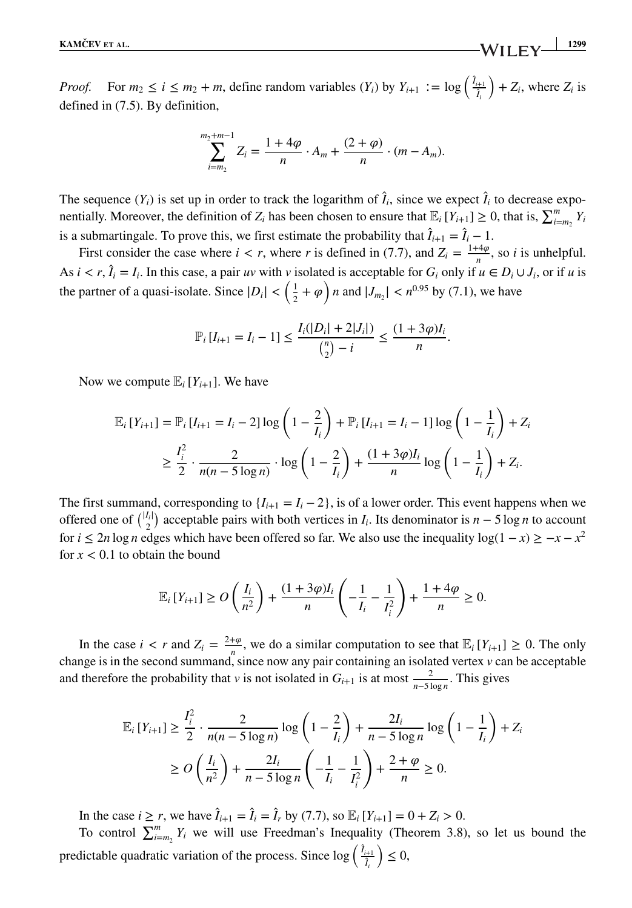*Proof.* For $m_2 \le i \le m_2 + m$, define random variables $(Y_i)$ by $Y_{i+1} := \log\left(\frac{\hat{I}_{i+1}}{\hat{I}_i}\right) + Z_i$, where $Z_i$ is defined in (7.5). By definition,

$$\sum_{i=m_2}^{m_2+m-1} Z_i = \frac{1+4\varphi}{n} \cdot A_m + \frac{(2+\varphi)}{n} \cdot (m - A_m).$$

The sequence $(Y_i)$ is set up in order to track the logarithm of $\hat{I}_i$, since we expect $\hat{I}_i$ to decrease exponentially. Moreover, the definition of $Z_i$ has been chosen to ensure that $\mathbb{E}_i[Y_{i+1}] \ge 0$, that is, $\sum_{i=m_2}^{m} Y_i$ is a submartingale. To prove this, we first estimate the probability that $\hat{I}_{i+1} = \hat{I}_i - 1$.

First consider the case where $i < r$, where $r$ is defined in (7.7), and $Z_i = \frac{1+4\varphi}{n}$, so $i$ is unhelpful. As $i < r$, $\hat{I}_i = I_i$. In this case, a pair $uv$ with $v$ isolated is acceptable for $G_i$ only if $u \in D_i \cup J_i$, or if $u$ is the partner of a quasi-isolate. Since $|D_i| < \left(\frac{1}{2} + \varphi\right) n$ and $|J_{m_2}| < n^{0.95}$ by (7.1), we have

$$\mathbb{P}_i[I_{i+1} = I_i - 1] \le \frac{I_i(|D_i| + 2|J_i|)}{\binom{n}{2} - i} \le \frac{(1+3\varphi)I_i}{n}.$$

Now we compute $\mathbb{E}_i[Y_{i+1}]$. We have

$$\begin{aligned}
\mathbb{E}_i[Y_{i+1}] &= \mathbb{P}_i[I_{i+1} = I_i - 2] \log\left(1 - \frac{2}{I_i}\right) + \mathbb{P}_i[I_{i+1} = I_i - 1] \log\left(1 - \frac{1}{I_i}\right) + Z_i \\
&\ge \frac{I_i^2}{2} \cdot \frac{2}{n(n - 5\log n)} \cdot \log\left(1 - \frac{2}{I_i}\right) + \frac{(1+3\varphi)I_i}{n} \log\left(1 - \frac{1}{I_i}\right) + Z_i.
\end{aligned}$$

The first summand, corresponding to $\{I_{i+1} = I_i - 2\}$, is of a lower order. This event happens when we offered one of $\binom{|I_i|}{2}$ acceptable pairs with both vertices in $I_i$. Its denominator is $n - 5\log n$ to account for $i \le 2n\log n$ edges which have been offered so far. We also use the inequality $\log(1-x) \ge -x - x^2$ for $x < 0.1$ to obtain the bound

$$\mathbb{E}_i[Y_{i+1}] \ge O\left(\frac{I_i}{n^2}\right) + \frac{(1+3\varphi)I_i}{n}\left(-\frac{1}{I_i} - \frac{1}{I_i^2}\right) + \frac{1+4\varphi}{n} \ge 0.$$

In the case $i < r$ and $Z_i = \frac{2+\varphi}{n}$, we do a similar computation to see that $\mathbb{E}_i[Y_{i+1}] \ge 0$. The only change is in the second summand, since now any pair containing an isolated vertex $v$ can be acceptable and therefore the probability that $v$ is not isolated in $G_{i+1}$ is at most $\frac{2}{n - 5\log n}$. This gives

$$\begin{aligned}
\mathbb{E}_i[Y_{i+1}] &\ge \frac{I_i^2}{2} \cdot \frac{2}{n(n - 5\log n)} \log\left(1 - \frac{2}{I_i}\right) + \frac{2I_i}{n - 5\log n} \log\left(1 - \frac{1}{I_i}\right) + Z_i \\
&\ge O\left(\frac{I_i}{n^2}\right) + \frac{2I_i}{n - 5\log n}\left(-\frac{1}{I_i} - \frac{1}{I_i^2}\right) + \frac{2+\varphi}{n} \ge 0.
\end{aligned}$$

In the case $i \ge r$, we have $\hat{I}_{i+1} = \hat{I}_i = \hat{I}_r$ by (7.7), so $\mathbb{E}_i[Y_{i+1}] = 0 + Z_i > 0$.

To control $\sum_{i=m_2}^{m} Y_i$ we will use Freedman's Inequality (Theorem 3.8), so let us bound the predictable quadratic variation of the process. Since $\log\left(\frac{\hat{I}_{i+1}}{\hat{I}_i}\right) \le 0$,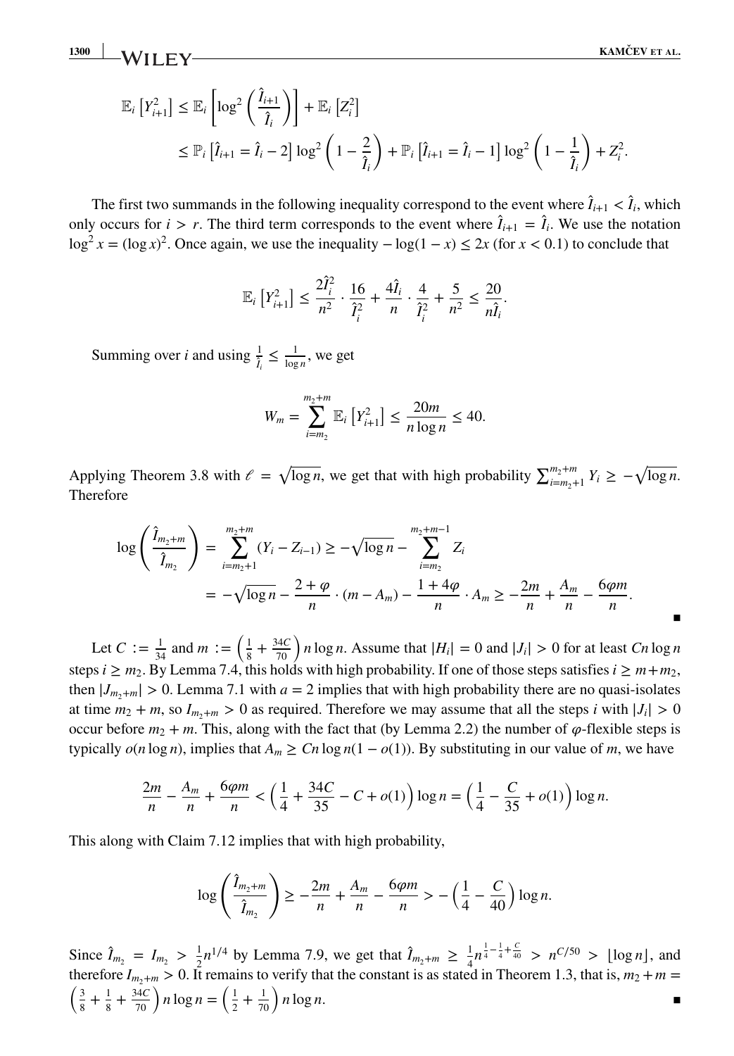$$\mathbb{E}_i\left[Y_{i+1}^2\right] \leq \mathbb{E}_i\left[\log^2\left(\frac{\hat{I}_{i+1}}{\hat{I}_i}\right)\right] + \mathbb{E}_i\left[Z_i^2\right]$$
$$\leq \mathbb{P}_i\left[\hat{I}_{i+1} = \hat{I}_i - 2\right]\log^2\left(1 - \frac{2}{\hat{I}_i}\right) + \mathbb{P}_i\left[\hat{I}_{i+1} = \hat{I}_i - 1\right]\log^2\left(1 - \frac{1}{\hat{I}_i}\right) + Z_i^2.$$

The first two summands in the following inequality correspond to the event where $\hat{I}_{i+1} < \hat{I}_i$, which only occurs for $i > r$. The third term corresponds to the event where $\hat{I}_{i+1} = \hat{I}_i$. We use the notation $\log^2 x = (\log x)^2$. Once again, we use the inequality $-\log(1-x) \leq 2x$ (for $x < 0.1$) to conclude that

$$\mathbb{E}_i\left[Y_{i+1}^2\right] \leq \frac{2\hat{I}_i^2}{n^2} \cdot \frac{16}{\hat{I}_i^2} + \frac{4\hat{I}_i}{n} \cdot \frac{4}{\hat{I}_i^2} + \frac{5}{n^2} \leq \frac{20}{n\hat{I}_i}.$$

Summing over $i$ and using $\frac{1}{\hat{I}_i} \leq \frac{1}{\log n}$, we get

$$W_m = \sum_{i=m_2}^{m_2+m} \mathbb{E}_i\left[Y_{i+1}^2\right] \leq \frac{20m}{n\log n} \leq 40.$$

Applying Theorem 3.8 with $\ell = \sqrt{\log n}$, we get that with high probability $\sum_{i=m_2+1}^{m_2+m} Y_i \geq -\sqrt{\log n}$. Therefore

$$\log\left(\frac{\hat{I}_{m_2+m}}{\hat{I}_{m_2}}\right) = \sum_{i=m_2+1}^{m_2+m}(Y_i - Z_{i-1}) \geq -\sqrt{\log n} - \sum_{i=m_2}^{m_2+m-1} Z_i$$
$$= -\sqrt{\log n} - \frac{2+\varphi}{n}\cdot(m - A_m) - \frac{1+4\varphi}{n}\cdot A_m \geq -\frac{2m}{n} + \frac{A_m}{n} - \frac{6\varphi m}{n}.$$

■

Let $C := \frac{1}{34}$ and $m := \left(\frac{1}{8} + \frac{34C}{70}\right)n\log n$. Assume that $|H_i| = 0$ and $|J_i| > 0$ for at least $Cn\log n$ steps $i \geq m_2$. By Lemma 7.4, this holds with high probability. If one of those steps satisfies $i \geq m + m_2$, then $|J_{m_2+m}| > 0$. Lemma 7.1 with $a = 2$ implies that with high probability there are no quasi-isolates at time $m_2 + m$, so $I_{m_2+m} > 0$ as required. Therefore we may assume that all the steps $i$ with $|J_i| > 0$ occur before $m_2 + m$. This, along with the fact that (by Lemma 2.2) the number of $\varphi$-flexible steps is typically $o(n\log n)$, implies that $A_m \geq Cn\log n(1 - o(1))$. By substituting in our value of $m$, we have

$$\frac{2m}{n} - \frac{A_m}{n} + \frac{6\varphi m}{n} < \left(\frac{1}{4} + \frac{34C}{35} - C + o(1)\right)\log n = \left(\frac{1}{4} - \frac{C}{35} + o(1)\right)\log n.$$

This along with Claim 7.12 implies that with high probability,

$$\log\left(\frac{\hat{I}_{m_2+m}}{\hat{I}_{m_2}}\right) \geq -\frac{2m}{n} + \frac{A_m}{n} - \frac{6\varphi m}{n} > -\left(\frac{1}{4} - \frac{C}{40}\right)\log n.$$

Since $\hat{I}_{m_2} = I_{m_2} > \frac{1}{2}n^{1/4}$ by Lemma 7.9, we get that $\hat{I}_{m_2+m} \geq \frac{1}{4}n^{\frac{1}{4}-\frac{1}{4}+\frac{C}{40}} > n^{C/50} > \lfloor \log n \rfloor$, and therefore $I_{m_2+m} > 0$. It remains to verify that the constant is as stated in Theorem 1.3, that is, $m_2 + m = \left(\frac{3}{8} + \frac{1}{8} + \frac{34C}{70}\right)n\log n = \left(\frac{1}{2} + \frac{1}{70}\right)n\log n$. ■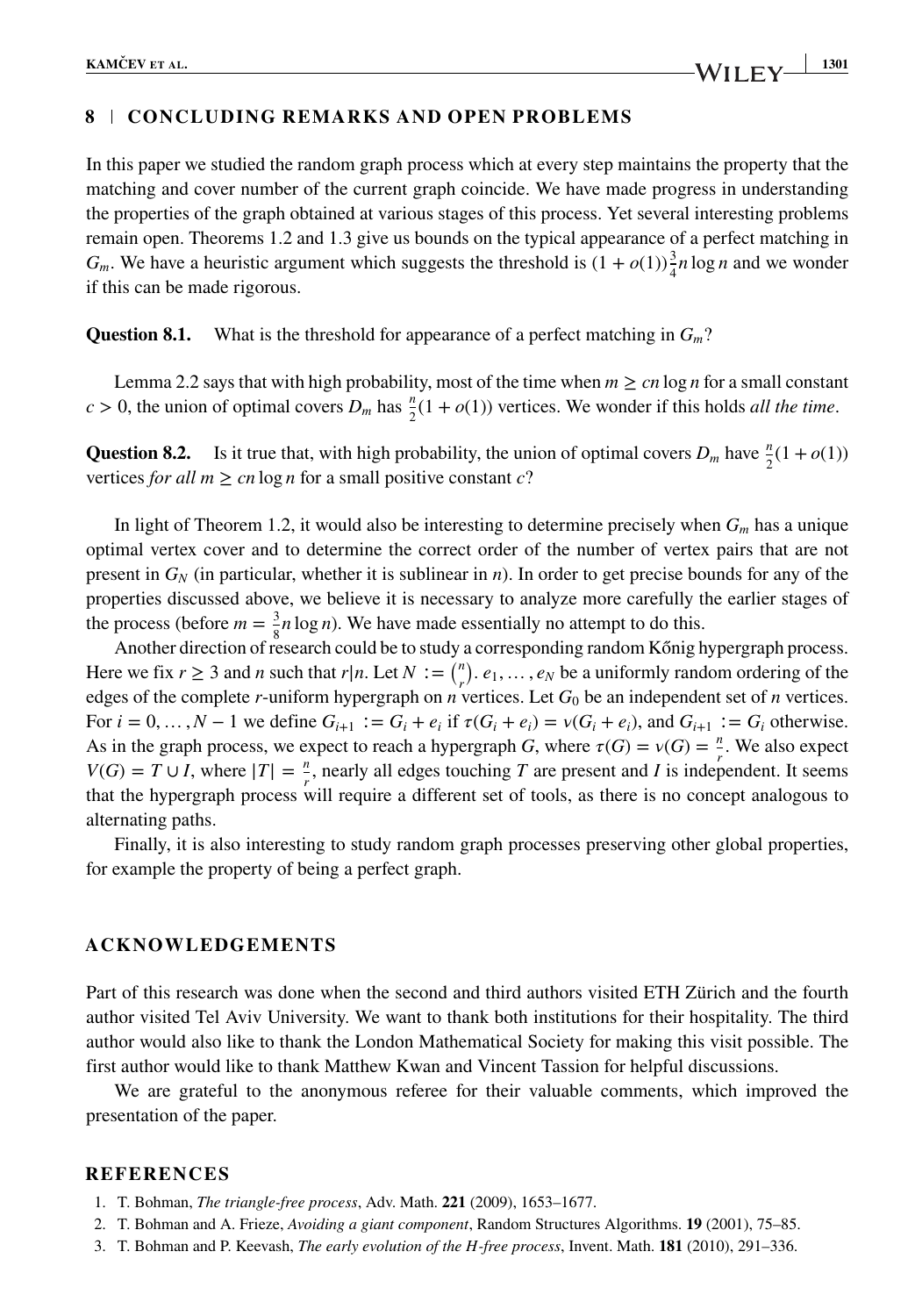## 8 | CONCLUDING REMARKS AND OPEN PROBLEMS

In this paper we studied the random graph process which at every step maintains the property that the matching and cover number of the current graph coincide. We have made progress in understanding the properties of the graph obtained at various stages of this process. Yet several interesting problems remain open. Theorems 1.2 and 1.3 give us bounds on the typical appearance of a perfect matching in $G_m$. We have a heuristic argument which suggests the threshold is $(1 + o(1))\frac{3}{4}n \log n$ and we wonder if this can be made rigorous.

**Question 8.1.** What is the threshold for appearance of a perfect matching in $G_m$?

Lemma 2.2 says that with high probability, most of the time when $m \geq cn \log n$ for a small constant $c > 0$, the union of optimal covers $D_m$ has $\frac{n}{2}(1 + o(1))$ vertices. We wonder if this holds *all the time*.

**Question 8.2.** Is it true that, with high probability, the union of optimal covers $D_m$ have $\frac{n}{2}(1 + o(1))$ vertices *for all* $m \geq cn \log n$ for a small positive constant $c$?

In light of Theorem 1.2, it would also be interesting to determine precisely when $G_m$ has a unique optimal vertex cover and to determine the correct order of the number of vertex pairs that are not present in $G_N$ (in particular, whether it is sublinear in $n$). In order to get precise bounds for any of the properties discussed above, we believe it is necessary to analyze more carefully the earlier stages of the process (before $m = \frac{3}{8}n \log n$). We have made essentially no attempt to do this.

Another direction of research could be to study a corresponding random Kőnig hypergraph process. Here we fix $r \geq 3$ and $n$ such that $r|n$. Let $N := \binom{n}{r}$. $e_1, \ldots, e_N$ be a uniformly random ordering of the edges of the complete $r$-uniform hypergraph on $n$ vertices. Let $G_0$ be an independent set of $n$ vertices. For $i = 0, \ldots, N - 1$ we define $G_{i+1} := G_i + e_i$ if $\tau(G_i + e_i) = \nu(G_i + e_i)$, and $G_{i+1} := G_i$ otherwise. As in the graph process, we expect to reach a hypergraph $G$, where $\tau(G) = \nu(G) = \frac{n}{r}$. We also expect $V(G) = T \cup I$, where $|T| = \frac{n}{r}$, nearly all edges touching $T$ are present and $I$ is independent. It seems that the hypergraph process will require a different set of tools, as there is no concept analogous to alternating paths.

Finally, it is also interesting to study random graph processes preserving other global properties, for example the property of being a perfect graph.

## ACKNOWLEDGEMENTS

Part of this research was done when the second and third authors visited ETH Zürich and the fourth author visited Tel Aviv University. We want to thank both institutions for their hospitality. The third author would also like to thank the London Mathematical Society for making this visit possible. The first author would like to thank Matthew Kwan and Vincent Tassion for helpful discussions.

We are grateful to the anonymous referee for their valuable comments, which improved the presentation of the paper.

## REFERENCES

1. T. Bohman, *The triangle-free process*, Adv. Math. **221** (2009), 1653–1677.
2. T. Bohman and A. Frieze, *Avoiding a giant component*, Random Structures Algorithms. **19** (2001), 75–85.
3. T. Bohman and P. Keevash, *The early evolution of the H-free process*, Invent. Math. **181** (2010), 291–336.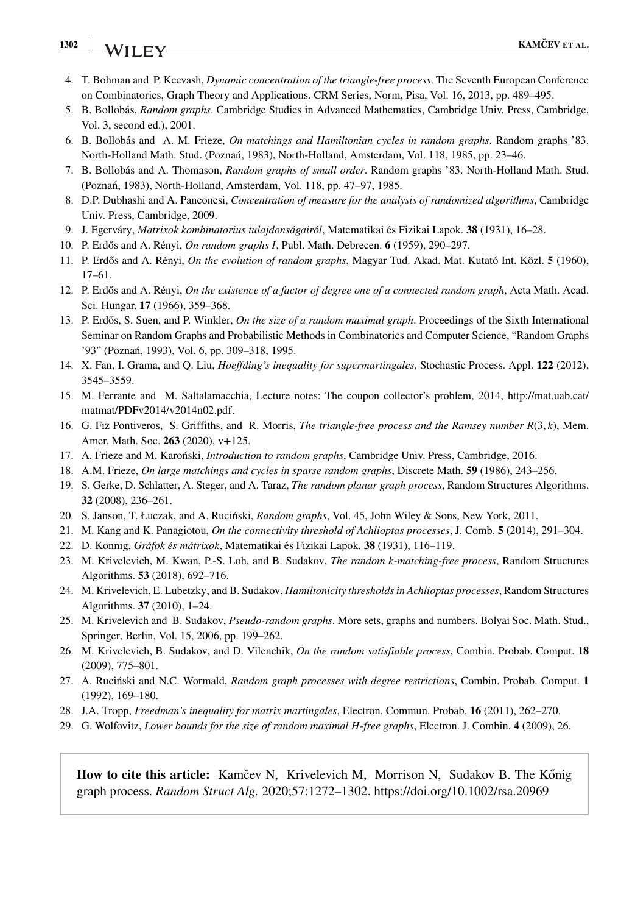4. T. Bohman and P. Keevash, *Dynamic concentration of the triangle-free process*. The Seventh European Conference on Combinatorics, Graph Theory and Applications. CRM Series, Norm, Pisa, Vol. 16, 2013, pp. 489–495.
5. B. Bollobás, *Random graphs*. Cambridge Studies in Advanced Mathematics, Cambridge Univ. Press, Cambridge, Vol. 3, second ed.), 2001.
6. B. Bollobás and A. M. Frieze, *On matchings and Hamiltonian cycles in random graphs*. Random graphs '83. North-Holland Math. Stud. (Poznań, 1983), North-Holland, Amsterdam, Vol. 118, 1985, pp. 23–46.
7. B. Bollobás and A. Thomason, *Random graphs of small order*. Random graphs '83. North-Holland Math. Stud. (Poznań, 1983), North-Holland, Amsterdam, Vol. 118, pp. 47–97, 1985.
8. D.P. Dubhashi and A. Panconesi, *Concentration of measure for the analysis of randomized algorithms*, Cambridge Univ. Press, Cambridge, 2009.
9. J. Egerváry, *Matrixok kombinatorius tulajdonságairól*, Matematikai és Fizikai Lapok. **38** (1931), 16–28.
10. P. Erdős and A. Rényi, *On random graphs I*, Publ. Math. Debrecen. **6** (1959), 290–297.
11. P. Erdős and A. Rényi, *On the evolution of random graphs*, Magyar Tud. Akad. Mat. Kutató Int. Közl. **5** (1960), 17–61.
12. P. Erdős and A. Rényi, *On the existence of a factor of degree one of a connected random graph*, Acta Math. Acad. Sci. Hungar. **17** (1966), 359–368.
13. P. Erdős, S. Suen, and P. Winkler, *On the size of a random maximal graph*. Proceedings of the Sixth International Seminar on Random Graphs and Probabilistic Methods in Combinatorics and Computer Science, "Random Graphs '93" (Poznań, 1993), Vol. 6, pp. 309–318, 1995.
14. X. Fan, I. Grama, and Q. Liu, *Hoeffding's inequality for supermartingales*, Stochastic Process. Appl. **122** (2012), 3545–3559.
15. M. Ferrante and M. Saltalamacchia, Lecture notes: The coupon collector's problem, 2014, http://mat.uab.cat/matmat/PDFv2014/v2014n02.pdf.
16. G. Fiz Pontiveros, S. Griffiths, and R. Morris, *The triangle-free process and the Ramsey number $R(3,k)$*, Mem. Amer. Math. Soc. **263** (2020), v+125.
17. A. Frieze and M. Karoński, *Introduction to random graphs*, Cambridge Univ. Press, Cambridge, 2016.
18. A.M. Frieze, *On large matchings and cycles in sparse random graphs*, Discrete Math. **59** (1986), 243–256.
19. S. Gerke, D. Schlatter, A. Steger, and A. Taraz, *The random planar graph process*, Random Structures Algorithms. **32** (2008), 236–261.
20. S. Janson, T. Łuczak, and A. Ruciński, *Random graphs*, Vol. 45, John Wiley & Sons, New York, 2011.
21. M. Kang and K. Panagiotou, *On the connectivity threshold of Achlioptas processes*, J. Comb. **5** (2014), 291–304.
22. D. Konnig, *Gráfok és mátrixok*, Matematikai és Fizikai Lapok. **38** (1931), 116–119.
23. M. Krivelevich, M. Kwan, P.-S. Loh, and B. Sudakov, *The random k-matching-free process*, Random Structures Algorithms. **53** (2018), 692–716.
24. M. Krivelevich, E. Lubetzky, and B. Sudakov, *Hamiltonicity thresholds in Achlioptas processes*, Random Structures Algorithms. **37** (2010), 1–24.
25. M. Krivelevich and B. Sudakov, *Pseudo-random graphs*. More sets, graphs and numbers. Bolyai Soc. Math. Stud., Springer, Berlin, Vol. 15, 2006, pp. 199–262.
26. M. Krivelevich, B. Sudakov, and D. Vilenchik, *On the random satisfiable process*, Combin. Probab. Comput. **18** (2009), 775–801.
27. A. Ruciński and N.C. Wormald, *Random graph processes with degree restrictions*, Combin. Probab. Comput. **1** (1992), 169–180.
28. J.A. Tropp, *Freedman's inequality for matrix martingales*, Electron. Commun. Probab. **16** (2011), 262–270.
29. G. Wolfovitz, *Lower bounds for the size of random maximal H-free graphs*, Electron. J. Combin. **4** (2009), 26.

**How to cite this article:** Kamčev N, Krivelevich M, Morrison N, Sudakov B. The Kőnig graph process. *Random Struct Alg.* 2020;57:1272–1302. https://doi.org/10.1002/rsa.20969